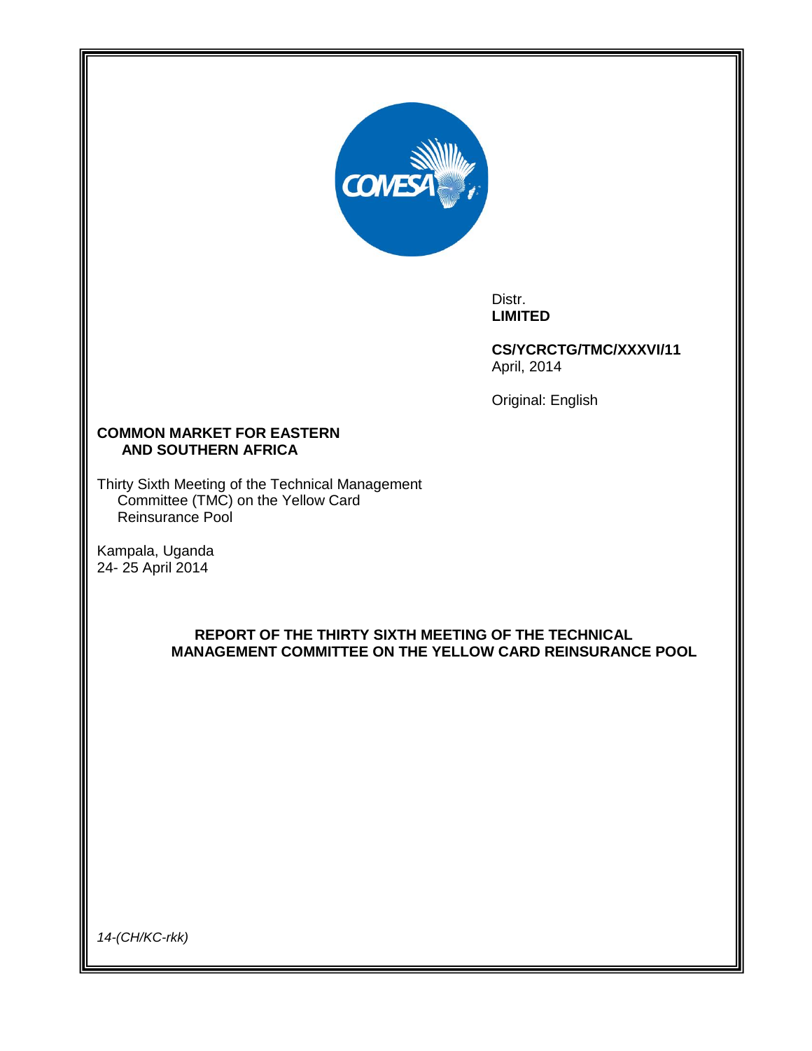Distr.
**LIMITED**

**CS/YCRCTG/TMC/XXXVI/11**
April, 2014

Original: English

**COMMON MARKET FOR EASTERN AND SOUTHERN AFRICA**

Thirty Sixth Meeting of the Technical Management Committee (TMC) on the Yellow Card Reinsurance Pool

Kampala, Uganda
24- 25 April 2014

## REPORT OF THE THIRTY SIXTH MEETING OF THE TECHNICAL MANAGEMENT COMMITTEE ON THE YELLOW CARD REINSURANCE POOL

*14-(CH/KC-rkk)*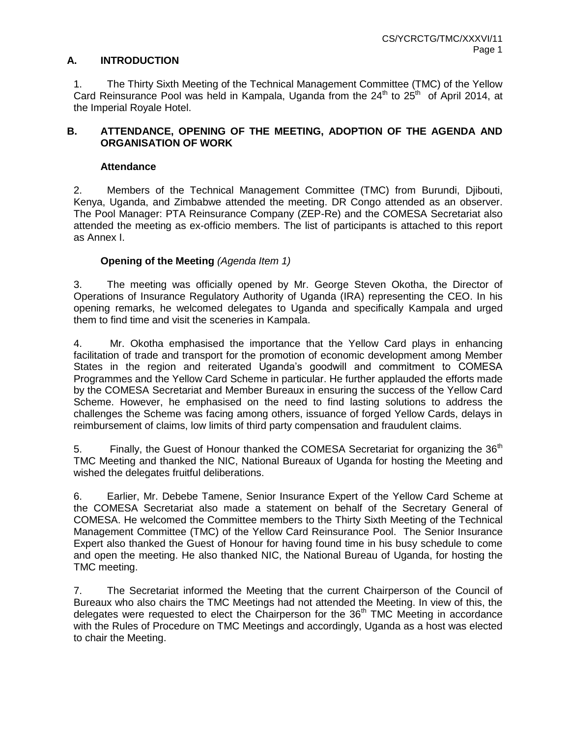## A. INTRODUCTION

1. The Thirty Sixth Meeting of the Technical Management Committee (TMC) of the Yellow Card Reinsurance Pool was held in Kampala, Uganda from the 24th to 25th of April 2014, at the Imperial Royale Hotel.

## B. ATTENDANCE, OPENING OF THE MEETING, ADOPTION OF THE AGENDA AND ORGANISATION OF WORK

### Attendance

2. Members of the Technical Management Committee (TMC) from Burundi, Djibouti, Kenya, Uganda, and Zimbabwe attended the meeting. DR Congo attended as an observer. The Pool Manager: PTA Reinsurance Company (ZEP-Re) and the COMESA Secretariat also attended the meeting as ex-officio members. The list of participants is attached to this report as Annex I.

### Opening of the Meeting *(Agenda Item 1)*

3. The meeting was officially opened by Mr. George Steven Okotha, the Director of Operations of Insurance Regulatory Authority of Uganda (IRA) representing the CEO. In his opening remarks, he welcomed delegates to Uganda and specifically Kampala and urged them to find time and visit the sceneries in Kampala.

4. Mr. Okotha emphasised the importance that the Yellow Card plays in enhancing facilitation of trade and transport for the promotion of economic development among Member States in the region and reiterated Uganda's goodwill and commitment to COMESA Programmes and the Yellow Card Scheme in particular. He further applauded the efforts made by the COMESA Secretariat and Member Bureaux in ensuring the success of the Yellow Card Scheme. However, he emphasised on the need to find lasting solutions to address the challenges the Scheme was facing among others, issuance of forged Yellow Cards, delays in reimbursement of claims, low limits of third party compensation and fraudulent claims.

5. Finally, the Guest of Honour thanked the COMESA Secretariat for organizing the 36th TMC Meeting and thanked the NIC, National Bureaux of Uganda for hosting the Meeting and wished the delegates fruitful deliberations.

6. Earlier, Mr. Debebe Tamene, Senior Insurance Expert of the Yellow Card Scheme at the COMESA Secretariat also made a statement on behalf of the Secretary General of COMESA. He welcomed the Committee members to the Thirty Sixth Meeting of the Technical Management Committee (TMC) of the Yellow Card Reinsurance Pool. The Senior Insurance Expert also thanked the Guest of Honour for having found time in his busy schedule to come and open the meeting. He also thanked NIC, the National Bureau of Uganda, for hosting the TMC meeting.

7. The Secretariat informed the Meeting that the current Chairperson of the Council of Bureaux who also chairs the TMC Meetings had not attended the Meeting. In view of this, the delegates were requested to elect the Chairperson for the 36th TMC Meeting in accordance with the Rules of Procedure on TMC Meetings and accordingly, Uganda as a host was elected to chair the Meeting.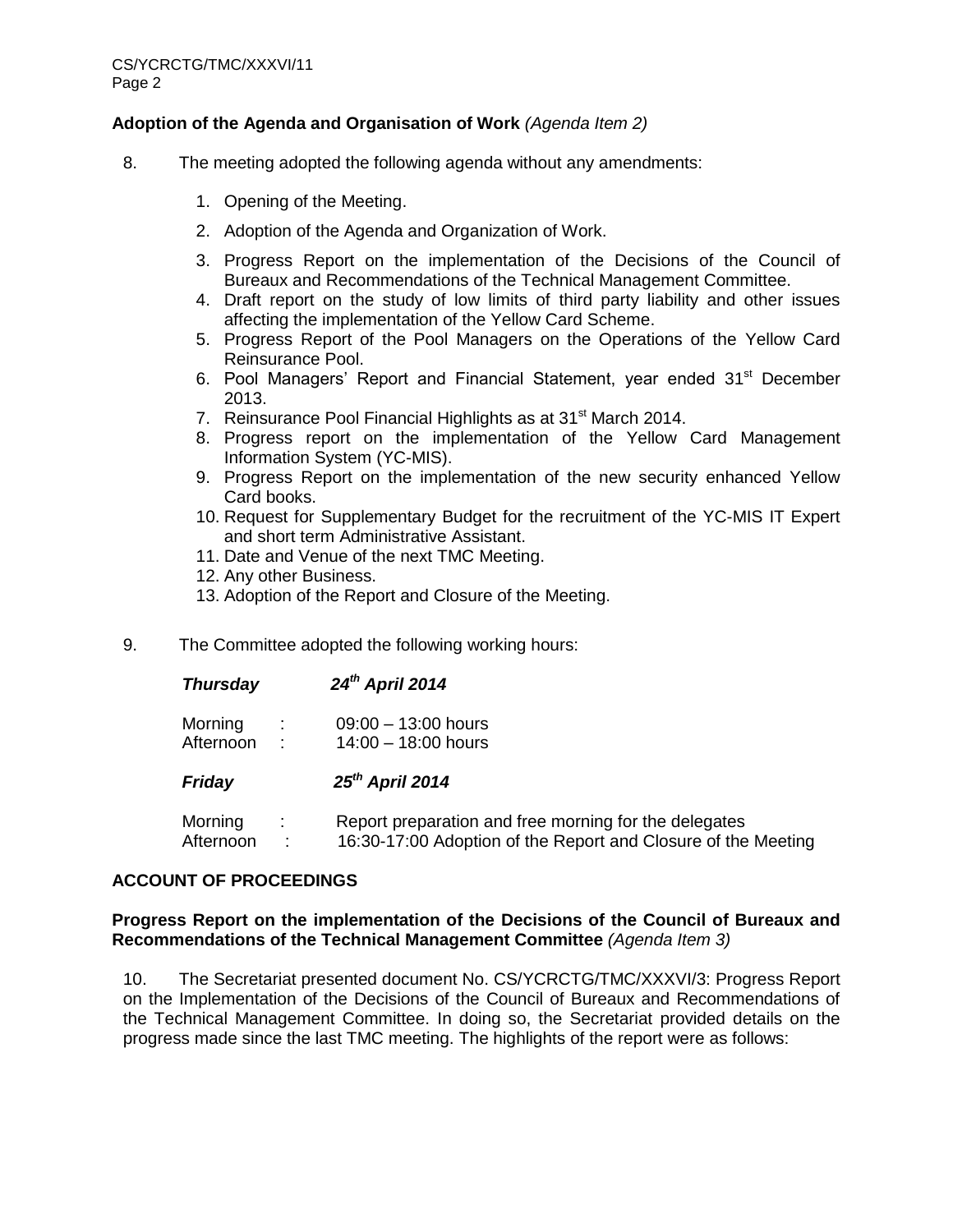**Adoption of the Agenda and Organisation of Work** *(Agenda Item 2)*

8. The meeting adopted the following agenda without any amendments:

   1. Opening of the Meeting.
   2. Adoption of the Agenda and Organization of Work.
   3. Progress Report on the implementation of the Decisions of the Council of Bureaux and Recommendations of the Technical Management Committee.
   4. Draft report on the study of low limits of third party liability and other issues affecting the implementation of the Yellow Card Scheme.
   5. Progress Report of the Pool Managers on the Operations of the Yellow Card Reinsurance Pool.
   6. Pool Managers' Report and Financial Statement, year ended 31st December 2013.
   7. Reinsurance Pool Financial Highlights as at 31st March 2014.
   8. Progress report on the implementation of the Yellow Card Management Information System (YC-MIS).
   9. Progress Report on the implementation of the new security enhanced Yellow Card books.
   10. Request for Supplementary Budget for the recruitment of the YC-MIS IT Expert and short term Administrative Assistant.
   11. Date and Venue of the next TMC Meeting.
   12. Any other Business.
   13. Adoption of the Report and Closure of the Meeting.

9. The Committee adopted the following working hours:

***Thursday*** ***24th April 2014***

Morning : 09:00 – 13:00 hours
Afternoon : 14:00 – 18:00 hours

***Friday*** ***25th April 2014***

Morning : Report preparation and free morning for the delegates
Afternoon : 16:30-17:00 Adoption of the Report and Closure of the Meeting

**ACCOUNT OF PROCEEDINGS**

**Progress Report on the implementation of the Decisions of the Council of Bureaux and Recommendations of the Technical Management Committee** *(Agenda Item 3)*

10. The Secretariat presented document No. CS/YCRCTG/TMC/XXXVI/3: Progress Report on the Implementation of the Decisions of the Council of Bureaux and Recommendations of the Technical Management Committee. In doing so, the Secretariat provided details on the progress made since the last TMC meeting. The highlights of the report were as follows: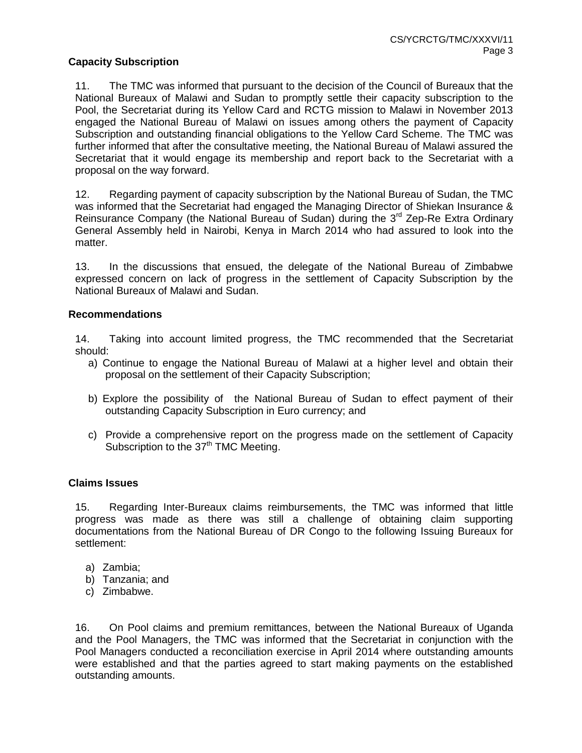**Capacity Subscription**

11. The TMC was informed that pursuant to the decision of the Council of Bureaux that the National Bureaux of Malawi and Sudan to promptly settle their capacity subscription to the Pool, the Secretariat during its Yellow Card and RCTG mission to Malawi in November 2013 engaged the National Bureau of Malawi on issues among others the payment of Capacity Subscription and outstanding financial obligations to the Yellow Card Scheme. The TMC was further informed that after the consultative meeting, the National Bureau of Malawi assured the Secretariat that it would engage its membership and report back to the Secretariat with a proposal on the way forward.

12. Regarding payment of capacity subscription by the National Bureau of Sudan, the TMC was informed that the Secretariat had engaged the Managing Director of Shiekan Insurance & Reinsurance Company (the National Bureau of Sudan) during the 3rd Zep-Re Extra Ordinary General Assembly held in Nairobi, Kenya in March 2014 who had assured to look into the matter.

13. In the discussions that ensued, the delegate of the National Bureau of Zimbabwe expressed concern on lack of progress in the settlement of Capacity Subscription by the National Bureaux of Malawi and Sudan.

**Recommendations**

14. Taking into account limited progress, the TMC recommended that the Secretariat should:

a) Continue to engage the National Bureau of Malawi at a higher level and obtain their proposal on the settlement of their Capacity Subscription;

b) Explore the possibility of the National Bureau of Sudan to effect payment of their outstanding Capacity Subscription in Euro currency; and

c) Provide a comprehensive report on the progress made on the settlement of Capacity Subscription to the 37th TMC Meeting.

**Claims Issues**

15. Regarding Inter-Bureaux claims reimbursements, the TMC was informed that little progress was made as there was still a challenge of obtaining claim supporting documentations from the National Bureau of DR Congo to the following Issuing Bureaux for settlement:

a) Zambia;
b) Tanzania; and
c) Zimbabwe.

16. On Pool claims and premium remittances, between the National Bureaux of Uganda and the Pool Managers, the TMC was informed that the Secretariat in conjunction with the Pool Managers conducted a reconciliation exercise in April 2014 where outstanding amounts were established and that the parties agreed to start making payments on the established outstanding amounts.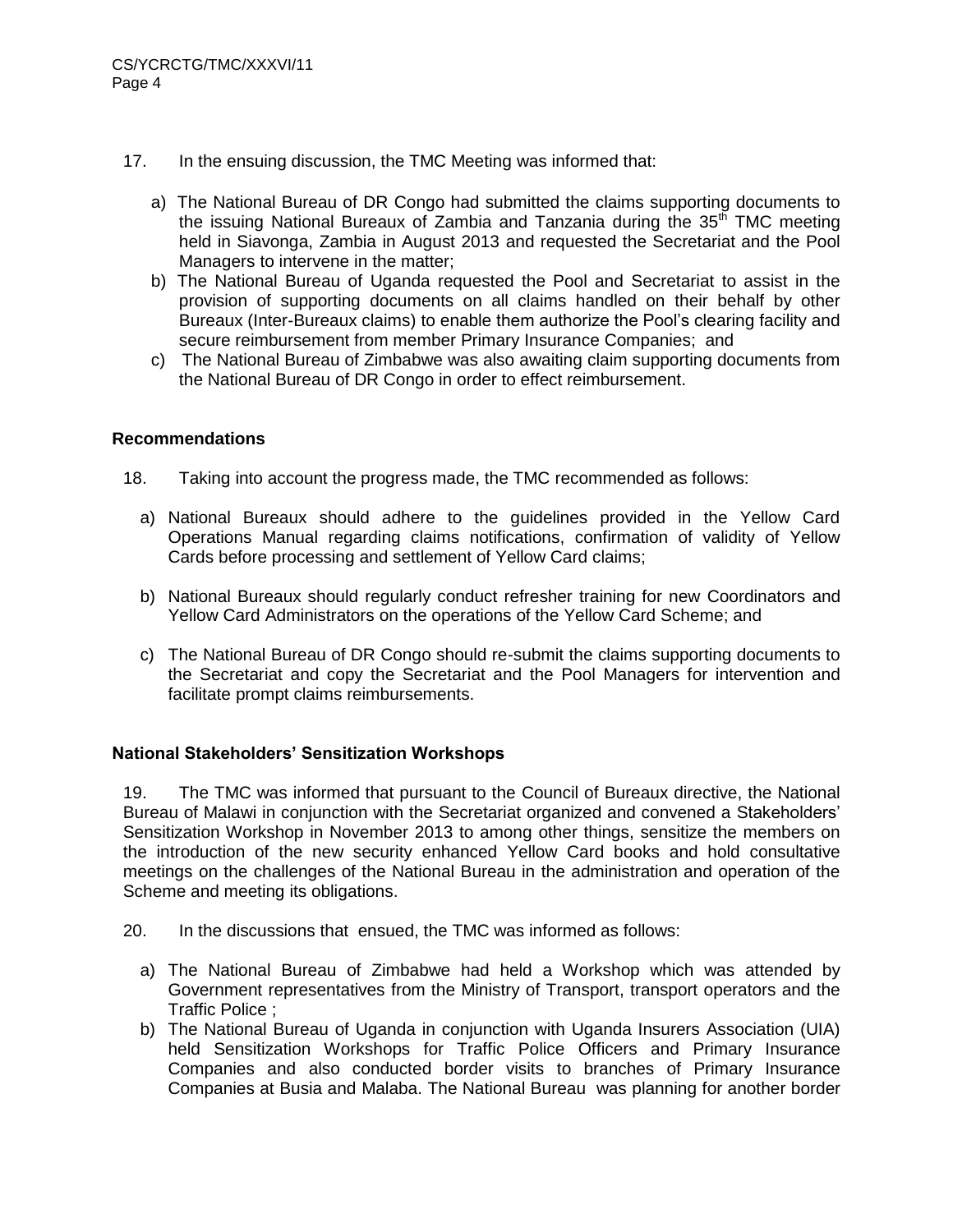17. In the ensuing discussion, the TMC Meeting was informed that:

a) The National Bureau of DR Congo had submitted the claims supporting documents to the issuing National Bureaux of Zambia and Tanzania during the 35th TMC meeting held in Siavonga, Zambia in August 2013 and requested the Secretariat and the Pool Managers to intervene in the matter;

b) The National Bureau of Uganda requested the Pool and Secretariat to assist in the provision of supporting documents on all claims handled on their behalf by other Bureaux (Inter-Bureaux claims) to enable them authorize the Pool's clearing facility and secure reimbursement from member Primary Insurance Companies; and

c) The National Bureau of Zimbabwe was also awaiting claim supporting documents from the National Bureau of DR Congo in order to effect reimbursement.

### Recommendations

18. Taking into account the progress made, the TMC recommended as follows:

a) National Bureaux should adhere to the guidelines provided in the Yellow Card Operations Manual regarding claims notifications, confirmation of validity of Yellow Cards before processing and settlement of Yellow Card claims;

b) National Bureaux should regularly conduct refresher training for new Coordinators and Yellow Card Administrators on the operations of the Yellow Card Scheme; and

c) The National Bureau of DR Congo should re-submit the claims supporting documents to the Secretariat and copy the Secretariat and the Pool Managers for intervention and facilitate prompt claims reimbursements.

### National Stakeholders' Sensitization Workshops

19. The TMC was informed that pursuant to the Council of Bureaux directive, the National Bureau of Malawi in conjunction with the Secretariat organized and convened a Stakeholders' Sensitization Workshop in November 2013 to among other things, sensitize the members on the introduction of the new security enhanced Yellow Card books and hold consultative meetings on the challenges of the National Bureau in the administration and operation of the Scheme and meeting its obligations.

20. In the discussions that ensued, the TMC was informed as follows:

a) The National Bureau of Zimbabwe had held a Workshop which was attended by Government representatives from the Ministry of Transport, transport operators and the Traffic Police ;

b) The National Bureau of Uganda in conjunction with Uganda Insurers Association (UIA) held Sensitization Workshops for Traffic Police Officers and Primary Insurance Companies and also conducted border visits to branches of Primary Insurance Companies at Busia and Malaba. The National Bureau was planning for another border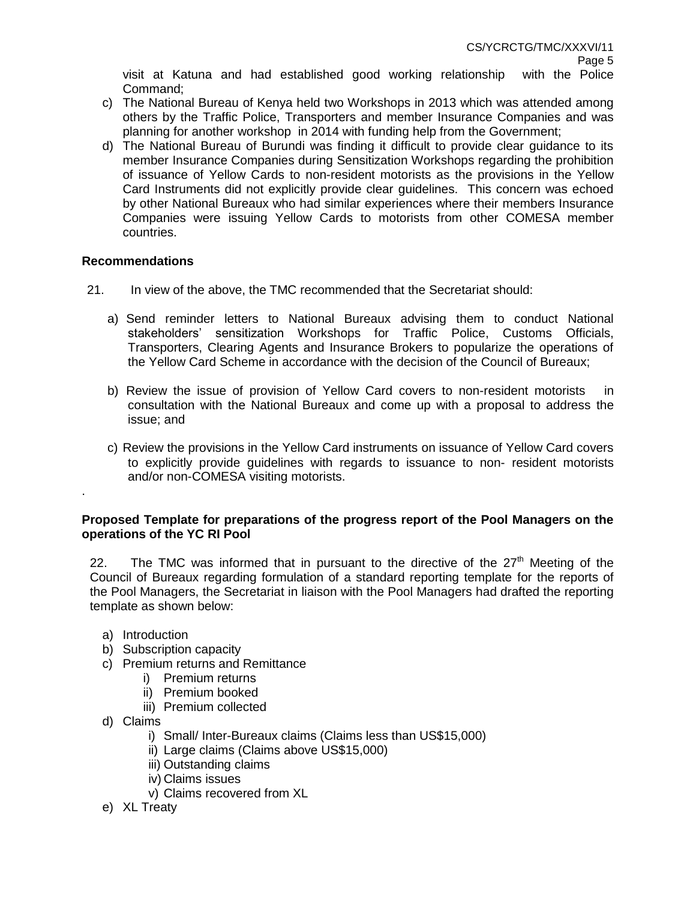visit at Katuna and had established good working relationship with the Police Command;

c) The National Bureau of Kenya held two Workshops in 2013 which was attended among others by the Traffic Police, Transporters and member Insurance Companies and was planning for another workshop in 2014 with funding help from the Government;

d) The National Bureau of Burundi was finding it difficult to provide clear guidance to its member Insurance Companies during Sensitization Workshops regarding the prohibition of issuance of Yellow Cards to non-resident motorists as the provisions in the Yellow Card Instruments did not explicitly provide clear guidelines. This concern was echoed by other National Bureaux who had similar experiences where their members Insurance Companies were issuing Yellow Cards to motorists from other COMESA member countries.

**Recommendations**

21. In view of the above, the TMC recommended that the Secretariat should:

a) Send reminder letters to National Bureaux advising them to conduct National stakeholders' sensitization Workshops for Traffic Police, Customs Officials, Transporters, Clearing Agents and Insurance Brokers to popularize the operations of the Yellow Card Scheme in accordance with the decision of the Council of Bureaux;

b) Review the issue of provision of Yellow Card covers to non-resident motorists in consultation with the National Bureaux and come up with a proposal to address the issue; and

c) Review the provisions in the Yellow Card instruments on issuance of Yellow Card covers to explicitly provide guidelines with regards to issuance to non- resident motorists and/or non-COMESA visiting motorists.

.

**Proposed Template for preparations of the progress report of the Pool Managers on the operations of the YC RI Pool**

22. The TMC was informed that in pursuant to the directive of the 27th Meeting of the Council of Bureaux regarding formulation of a standard reporting template for the reports of the Pool Managers, the Secretariat in liaison with the Pool Managers had drafted the reporting template as shown below:

a) Introduction
b) Subscription capacity
c) Premium returns and Remittance
    i) Premium returns
    ii) Premium booked
    iii) Premium collected
d) Claims
    i) Small/ Inter-Bureaux claims (Claims less than US$15,000)
    ii) Large claims (Claims above US$15,000)
    iii) Outstanding claims
    iv) Claims issues
    v) Claims recovered from XL
e) XL Treaty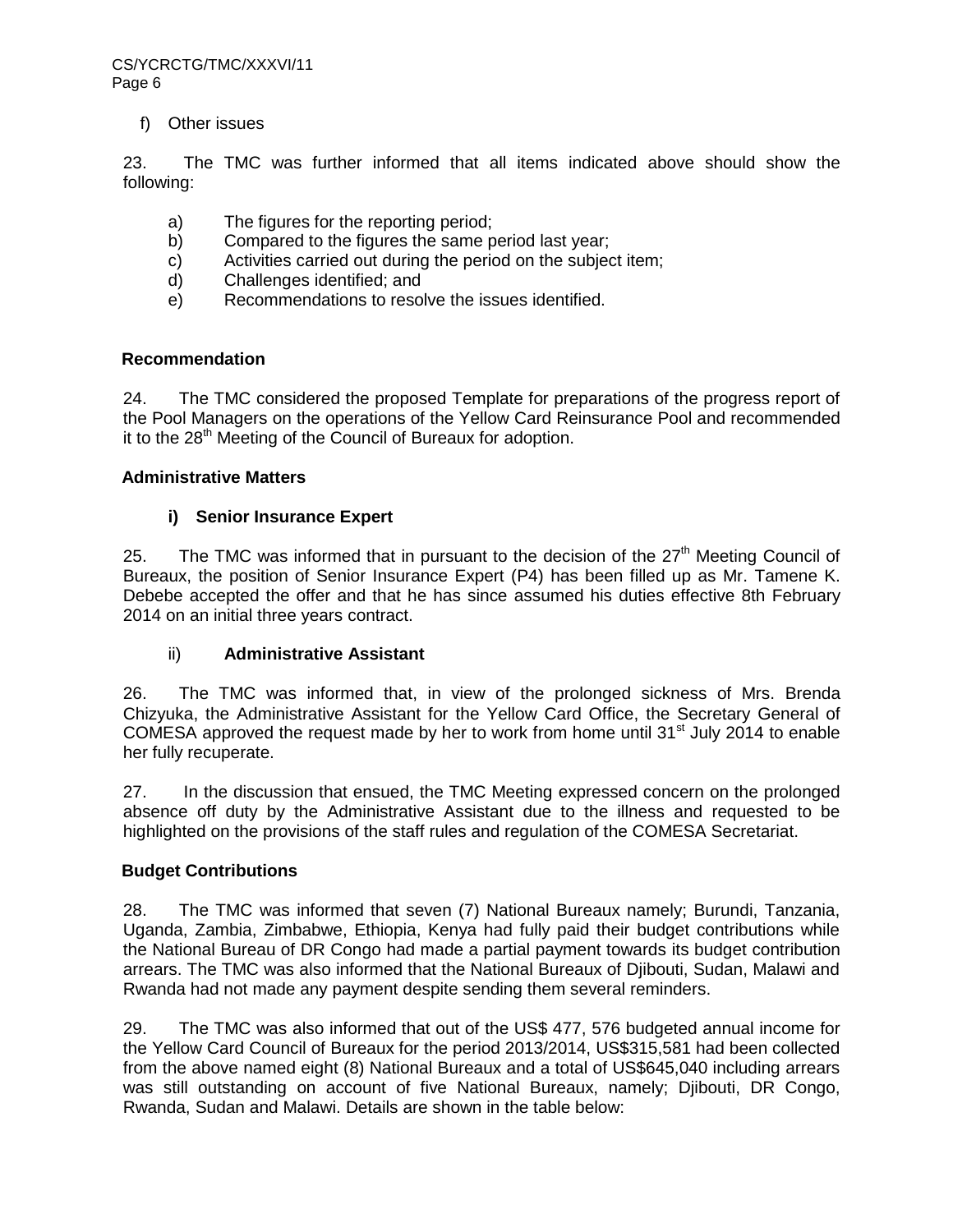f) Other issues

23. The TMC was further informed that all items indicated above should show the following:

a) The figures for the reporting period;
b) Compared to the figures the same period last year;
c) Activities carried out during the period on the subject item;
d) Challenges identified; and
e) Recommendations to resolve the issues identified.

**Recommendation**

24. The TMC considered the proposed Template for preparations of the progress report of the Pool Managers on the operations of the Yellow Card Reinsurance Pool and recommended it to the 28th Meeting of the Council of Bureaux for adoption.

**Administrative Matters**

**i) Senior Insurance Expert**

25. The TMC was informed that in pursuant to the decision of the 27th Meeting Council of Bureaux, the position of Senior Insurance Expert (P4) has been filled up as Mr. Tamene K. Debebe accepted the offer and that he has since assumed his duties effective 8th February 2014 on an initial three years contract.

ii) **Administrative Assistant**

26. The TMC was informed that, in view of the prolonged sickness of Mrs. Brenda Chizyuka, the Administrative Assistant for the Yellow Card Office, the Secretary General of COMESA approved the request made by her to work from home until 31st July 2014 to enable her fully recuperate.

27. In the discussion that ensued, the TMC Meeting expressed concern on the prolonged absence off duty by the Administrative Assistant due to the illness and requested to be highlighted on the provisions of the staff rules and regulation of the COMESA Secretariat.

**Budget Contributions**

28. The TMC was informed that seven (7) National Bureaux namely; Burundi, Tanzania, Uganda, Zambia, Zimbabwe, Ethiopia, Kenya had fully paid their budget contributions while the National Bureau of DR Congo had made a partial payment towards its budget contribution arrears. The TMC was also informed that the National Bureaux of Djibouti, Sudan, Malawi and Rwanda had not made any payment despite sending them several reminders.

29. The TMC was also informed that out of the US$ 477, 576 budgeted annual income for the Yellow Card Council of Bureaux for the period 2013/2014, US$315,581 had been collected from the above named eight (8) National Bureaux and a total of US$645,040 including arrears was still outstanding on account of five National Bureaux, namely; Djibouti, DR Congo, Rwanda, Sudan and Malawi. Details are shown in the table below: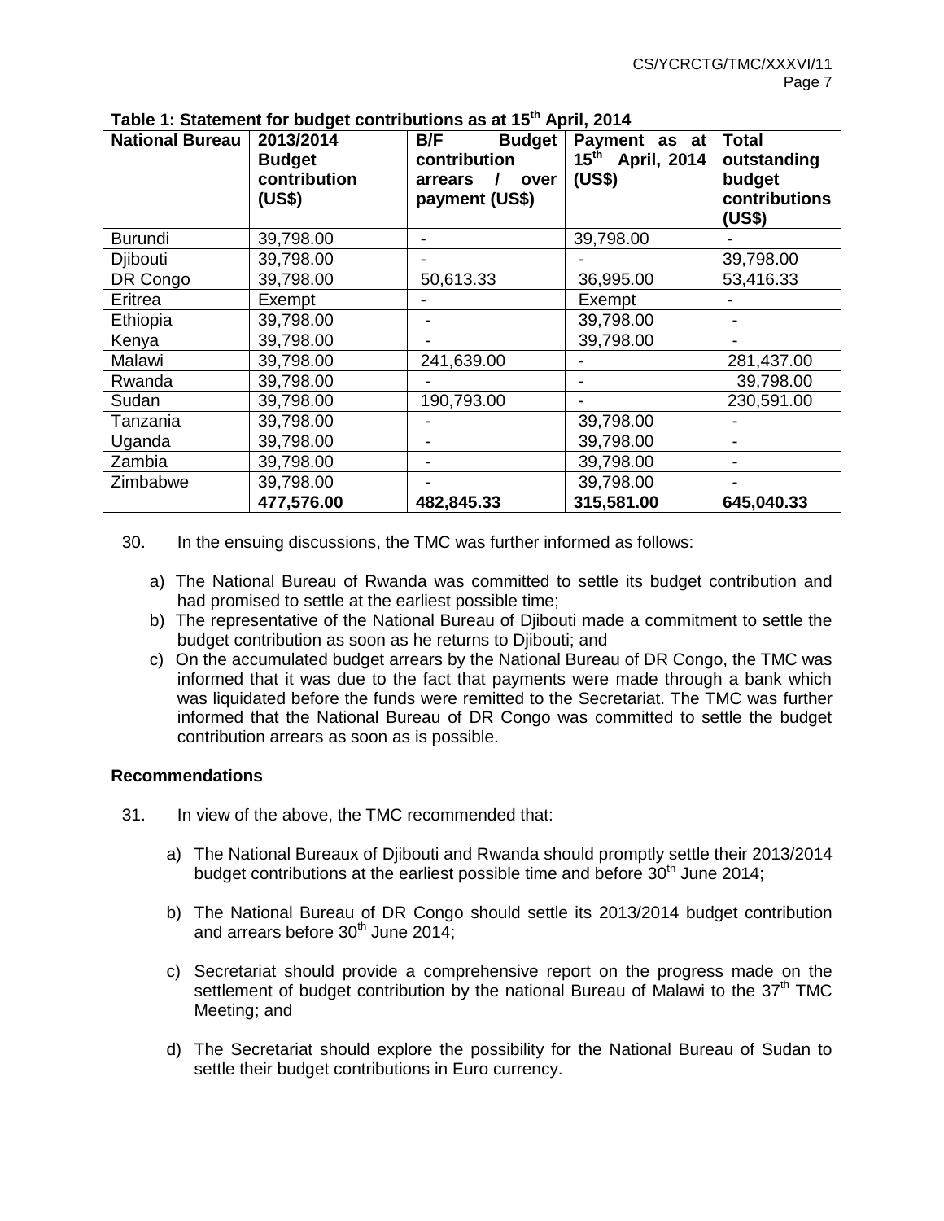**Table 1: Statement for budget contributions as at 15th April, 2014**

| National Bureau | 2013/2014 Budget contribution (US$) | B/F Budget contribution arrears / over payment (US$) | Payment as at 15th April, 2014 (US$) | Total outstanding budget contributions (US$) |
|---|---|---|---|---|
| Burundi | 39,798.00 | - | 39,798.00 | - |
| Djibouti | 39,798.00 | - | - | 39,798.00 |
| DR Congo | 39,798.00 | 50,613.33 | 36,995.00 | 53,416.33 |
| Eritrea | Exempt | - | Exempt | - |
| Ethiopia | 39,798.00 | - | 39,798.00 | - |
| Kenya | 39,798.00 | - | 39,798.00 | - |
| Malawi | 39,798.00 | 241,639.00 | - | 281,437.00 |
| Rwanda | 39,798.00 | - | - | 39,798.00 |
| Sudan | 39,798.00 | 190,793.00 | - | 230,591.00 |
| Tanzania | 39,798.00 | - | 39,798.00 | - |
| Uganda | 39,798.00 | - | 39,798.00 | - |
| Zambia | 39,798.00 | - | 39,798.00 | - |
| Zimbabwe | 39,798.00 | - | 39,798.00 | - |
| | **477,576.00** | **482,845.33** | **315,581.00** | **645,040.33** |

30. In the ensuing discussions, the TMC was further informed as follows:

   a) The National Bureau of Rwanda was committed to settle its budget contribution and had promised to settle at the earliest possible time;
   b) The representative of the National Bureau of Djibouti made a commitment to settle the budget contribution as soon as he returns to Djibouti; and
   c) On the accumulated budget arrears by the National Bureau of DR Congo, the TMC was informed that it was due to the fact that payments were made through a bank which was liquidated before the funds were remitted to the Secretariat. The TMC was further informed that the National Bureau of DR Congo was committed to settle the budget contribution arrears as soon as is possible.

**Recommendations**

31. In view of the above, the TMC recommended that:

   a) The National Bureaux of Djibouti and Rwanda should promptly settle their 2013/2014 budget contributions at the earliest possible time and before 30th June 2014;

   b) The National Bureau of DR Congo should settle its 2013/2014 budget contribution and arrears before 30th June 2014;

   c) Secretariat should provide a comprehensive report on the progress made on the settlement of budget contribution by the national Bureau of Malawi to the 37th TMC Meeting; and

   d) The Secretariat should explore the possibility for the National Bureau of Sudan to settle their budget contributions in Euro currency.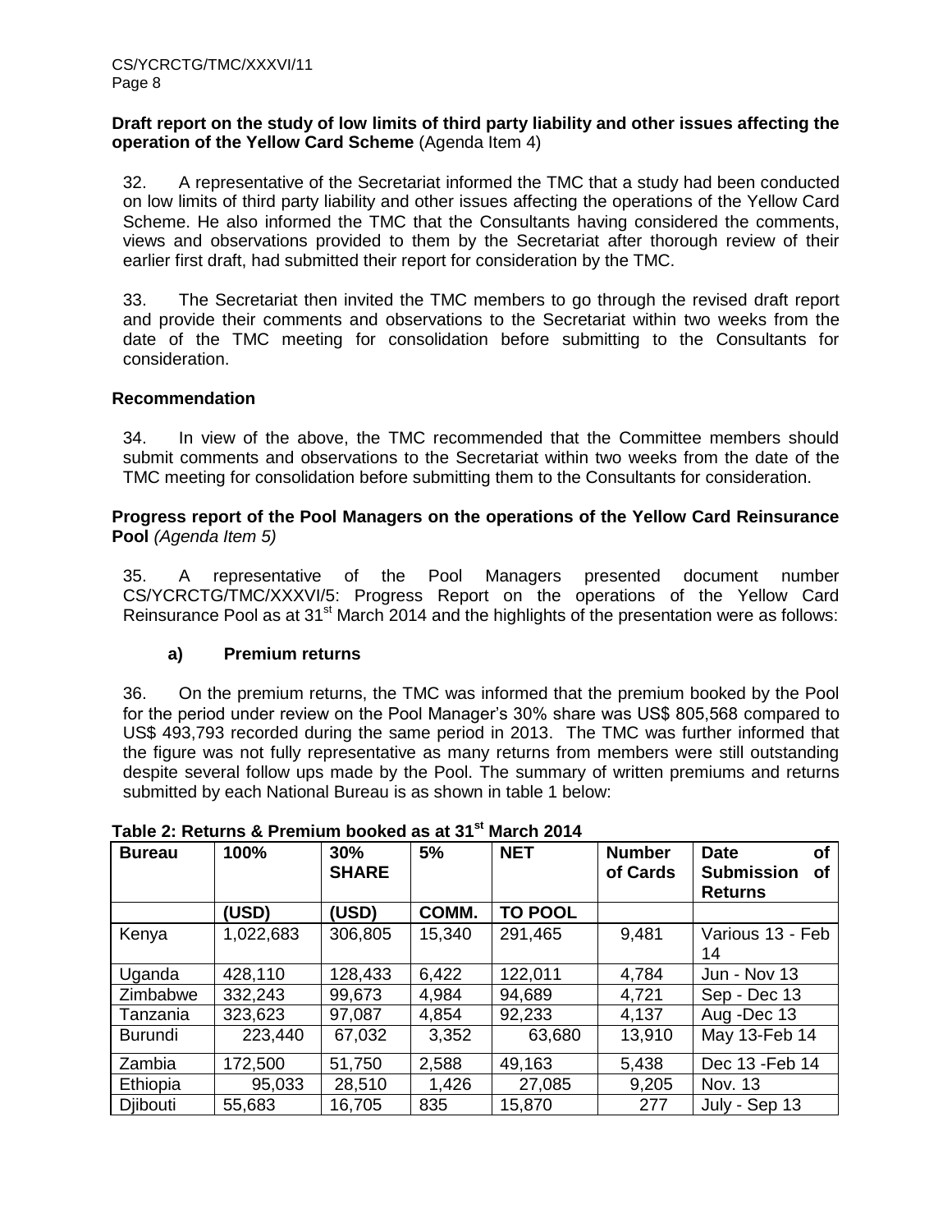**Draft report on the study of low limits of third party liability and other issues affecting the operation of the Yellow Card Scheme** (Agenda Item 4)

32. A representative of the Secretariat informed the TMC that a study had been conducted on low limits of third party liability and other issues affecting the operations of the Yellow Card Scheme. He also informed the TMC that the Consultants having considered the comments, views and observations provided to them by the Secretariat after thorough review of their earlier first draft, had submitted their report for consideration by the TMC.

33. The Secretariat then invited the TMC members to go through the revised draft report and provide their comments and observations to the Secretariat within two weeks from the date of the TMC meeting for consolidation before submitting to the Consultants for consideration.

**Recommendation**

34. In view of the above, the TMC recommended that the Committee members should submit comments and observations to the Secretariat within two weeks from the date of the TMC meeting for consolidation before submitting them to the Consultants for consideration.

**Progress report of the Pool Managers on the operations of the Yellow Card Reinsurance Pool** *(Agenda Item 5)*

35. A representative of the Pool Managers presented document number CS/YCRCTG/TMC/XXXVI/5: Progress Report on the operations of the Yellow Card Reinsurance Pool as at 31st March 2014 and the highlights of the presentation were as follows:

**a) Premium returns**

36. On the premium returns, the TMC was informed that the premium booked by the Pool for the period under review on the Pool Manager's 30% share was US$ 805,568 compared to US$ 493,793 recorded during the same period in 2013. The TMC was further informed that the figure was not fully representative as many returns from members were still outstanding despite several follow ups made by the Pool. The summary of written premiums and returns submitted by each National Bureau is as shown in table 1 below:

**Table 2: Returns & Premium booked as at 31st March 2014**

| Bureau | 100% | 30% SHARE | 5% | NET | Number of Cards | Date of Submission of Returns |
|---|---|---|---|---|---|---|
| | (USD) | (USD) | COMM. | TO POOL | | |
| Kenya | 1,022,683 | 306,805 | 15,340 | 291,465 | 9,481 | Various 13 - Feb 14 |
| Uganda | 428,110 | 128,433 | 6,422 | 122,011 | 4,784 | Jun - Nov 13 |
| Zimbabwe | 332,243 | 99,673 | 4,984 | 94,689 | 4,721 | Sep - Dec 13 |
| Tanzania | 323,623 | 97,087 | 4,854 | 92,233 | 4,137 | Aug -Dec 13 |
| Burundi | 223,440 | 67,032 | 3,352 | 63,680 | 13,910 | May 13-Feb 14 |
| Zambia | 172,500 | 51,750 | 2,588 | 49,163 | 5,438 | Dec 13 -Feb 14 |
| Ethiopia | 95,033 | 28,510 | 1,426 | 27,085 | 9,205 | Nov. 13 |
| Djibouti | 55,683 | 16,705 | 835 | 15,870 | 277 | July - Sep 13 |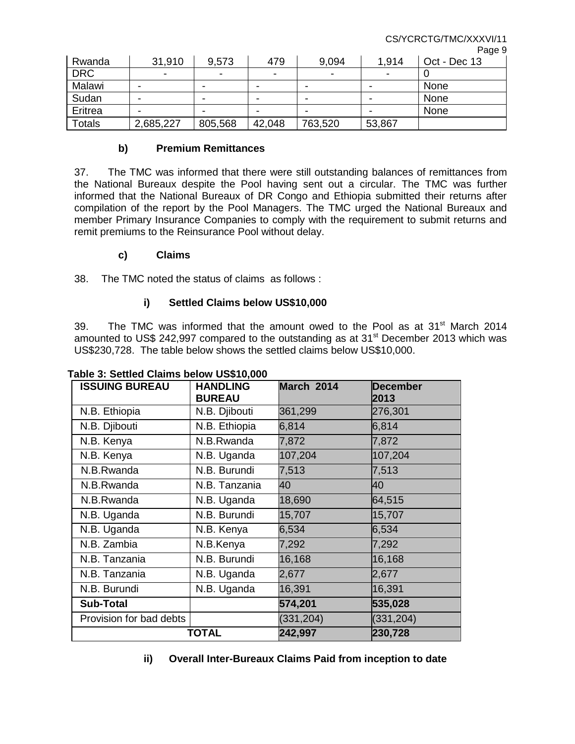| Rwanda | 31,910 | 9,573 | 479 | 9,094 | 1,914 | Oct - Dec 13 |
|---|---|---|---|---|---|---|
| DRC | - | - | - | - | - | 0 |
| Malawi | - | - | - | - | - | None |
| Sudan | - | - | - | - | - | None |
| Eritrea | - | - | - | - | - | None |
| Totals | 2,685,227 | 805,568 | 42,048 | 763,520 | 53,867 | |

### b) Premium Remittances

37. The TMC was informed that there were still outstanding balances of remittances from the National Bureaux despite the Pool having sent out a circular. The TMC was further informed that the National Bureaux of DR Congo and Ethiopia submitted their returns after compilation of the report by the Pool Managers. The TMC urged the National Bureaux and member Primary Insurance Companies to comply with the requirement to submit returns and remit premiums to the Reinsurance Pool without delay.

### c) Claims

38. The TMC noted the status of claims as follows :

#### i) Settled Claims below US$10,000

39. The TMC was informed that the amount owed to the Pool as at 31st March 2014 amounted to US$ 242,997 compared to the outstanding as at 31st December 2013 which was US$230,728. The table below shows the settled claims below US$10,000.

**Table 3: Settled Claims below US$10,000**

| ISSUING BUREAU | HANDLING BUREAU | March 2014 | December 2013 |
|---|---|---|---|
| N.B. Ethiopia | N.B. Djibouti | 361,299 | 276,301 |
| N.B. Djibouti | N.B. Ethiopia | 6,814 | 6,814 |
| N.B. Kenya | N.B.Rwanda | 7,872 | 7,872 |
| N.B. Kenya | N.B. Uganda | 107,204 | 107,204 |
| N.B.Rwanda | N.B. Burundi | 7,513 | 7,513 |
| N.B.Rwanda | N.B. Tanzania | 40 | 40 |
| N.B.Rwanda | N.B. Uganda | 18,690 | 64,515 |
| N.B. Uganda | N.B. Burundi | 15,707 | 15,707 |
| N.B. Uganda | N.B. Kenya | 6,534 | 6,534 |
| N.B. Zambia | N.B.Kenya | 7,292 | 7,292 |
| N.B. Tanzania | N.B. Burundi | 16,168 | 16,168 |
| N.B. Tanzania | N.B. Uganda | 2,677 | 2,677 |
| N.B. Burundi | N.B. Uganda | 16,391 | 16,391 |
| **Sub-Total** | | **574,201** | **535,028** |
| Provision for bad debts | | (331,204) | (331,204) |
| **TOTAL** | | **242,997** | **230,728** |

#### ii) Overall Inter-Bureaux Claims Paid from inception to date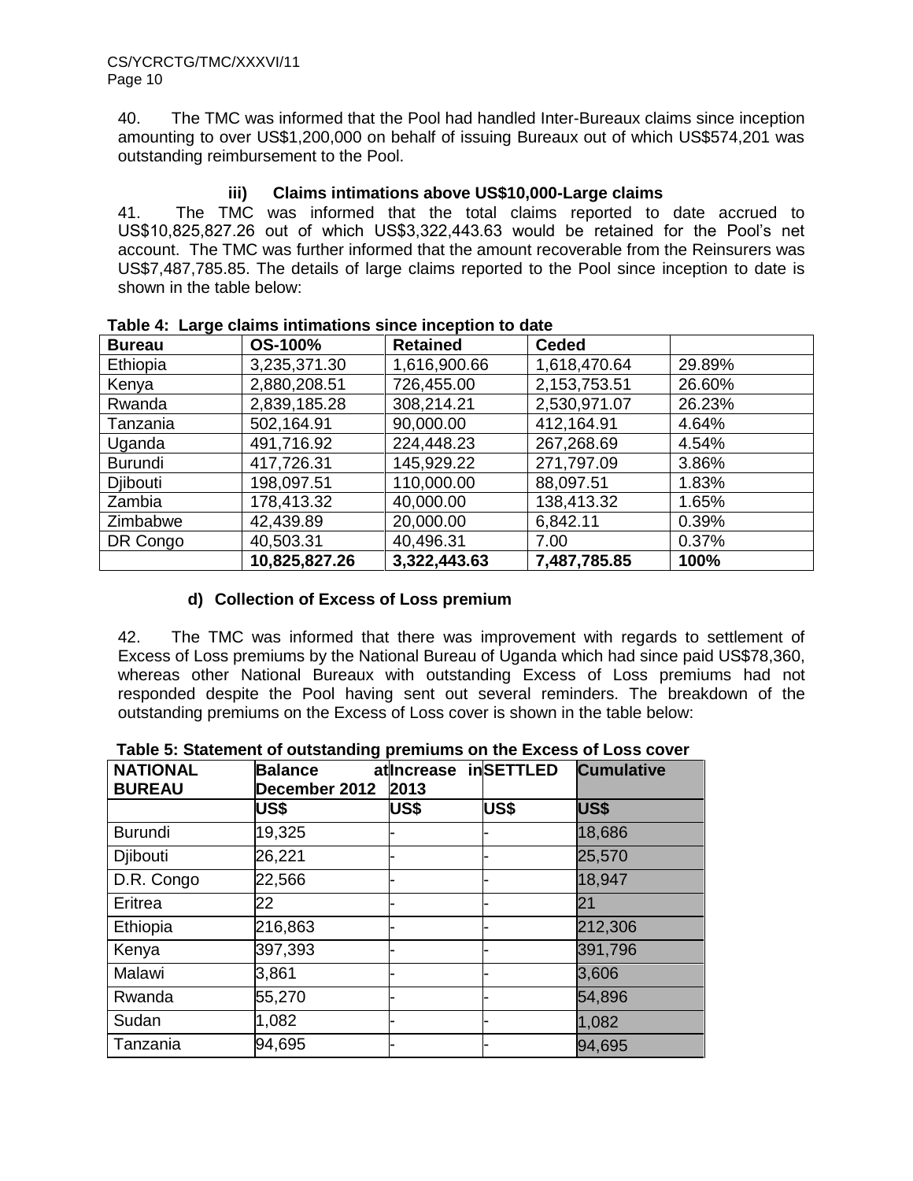40. The TMC was informed that the Pool had handled Inter-Bureaux claims since inception amounting to over US$1,200,000 on behalf of issuing Bureaux out of which US$574,201 was outstanding reimbursement to the Pool.

### iii) Claims intimations above US$10,000-Large claims

41. The TMC was informed that the total claims reported to date accrued to US$10,825,827.26 out of which US$3,322,443.63 would be retained for the Pool's net account. The TMC was further informed that the amount recoverable from the Reinsurers was US$7,487,785.85. The details of large claims reported to the Pool since inception to date is shown in the table below:

**Table 4: Large claims intimations since inception to date**

| Bureau | OS-100% | Retained | Ceded | |
|---|---|---|---|---|
| Ethiopia | 3,235,371.30 | 1,616,900.66 | 1,618,470.64 | 29.89% |
| Kenya | 2,880,208.51 | 726,455.00 | 2,153,753.51 | 26.60% |
| Rwanda | 2,839,185.28 | 308,214.21 | 2,530,971.07 | 26.23% |
| Tanzania | 502,164.91 | 90,000.00 | 412,164.91 | 4.64% |
| Uganda | 491,716.92 | 224,448.23 | 267,268.69 | 4.54% |
| Burundi | 417,726.31 | 145,929.22 | 271,797.09 | 3.86% |
| Djibouti | 198,097.51 | 110,000.00 | 88,097.51 | 1.83% |
| Zambia | 178,413.32 | 40,000.00 | 138,413.32 | 1.65% |
| Zimbabwe | 42,439.89 | 20,000.00 | 6,842.11 | 0.39% |
| DR Congo | 40,503.31 | 40,496.31 | 7.00 | 0.37% |
| | **10,825,827.26** | **3,322,443.63** | **7,487,785.85** | **100%** |

#### d) Collection of Excess of Loss premium

42. The TMC was informed that there was improvement with regards to settlement of Excess of Loss premiums by the National Bureau of Uganda which had since paid US$78,360, whereas other National Bureaux with outstanding Excess of Loss premiums had not responded despite the Pool having sent out several reminders. The breakdown of the outstanding premiums on the Excess of Loss cover is shown in the table below:

**Table 5: Statement of outstanding premiums on the Excess of Loss cover**

| NATIONAL BUREAU | Balance at December 2012 | Increase in 2013 | SETTLED | Cumulative |
|---|---|---|---|---|
| | US$ | US$ | US$ | US$ |
| Burundi | 19,325 | - | - | 18,686 |
| Djibouti | 26,221 | - | - | 25,570 |
| D.R. Congo | 22,566 | - | - | 18,947 |
| Eritrea | 22 | - | - | 21 |
| Ethiopia | 216,863 | - | - | 212,306 |
| Kenya | 397,393 | - | - | 391,796 |
| Malawi | 3,861 | - | - | 3,606 |
| Rwanda | 55,270 | - | - | 54,896 |
| Sudan | 1,082 | - | - | 1,082 |
| Tanzania | 94,695 | - | - | 94,695 |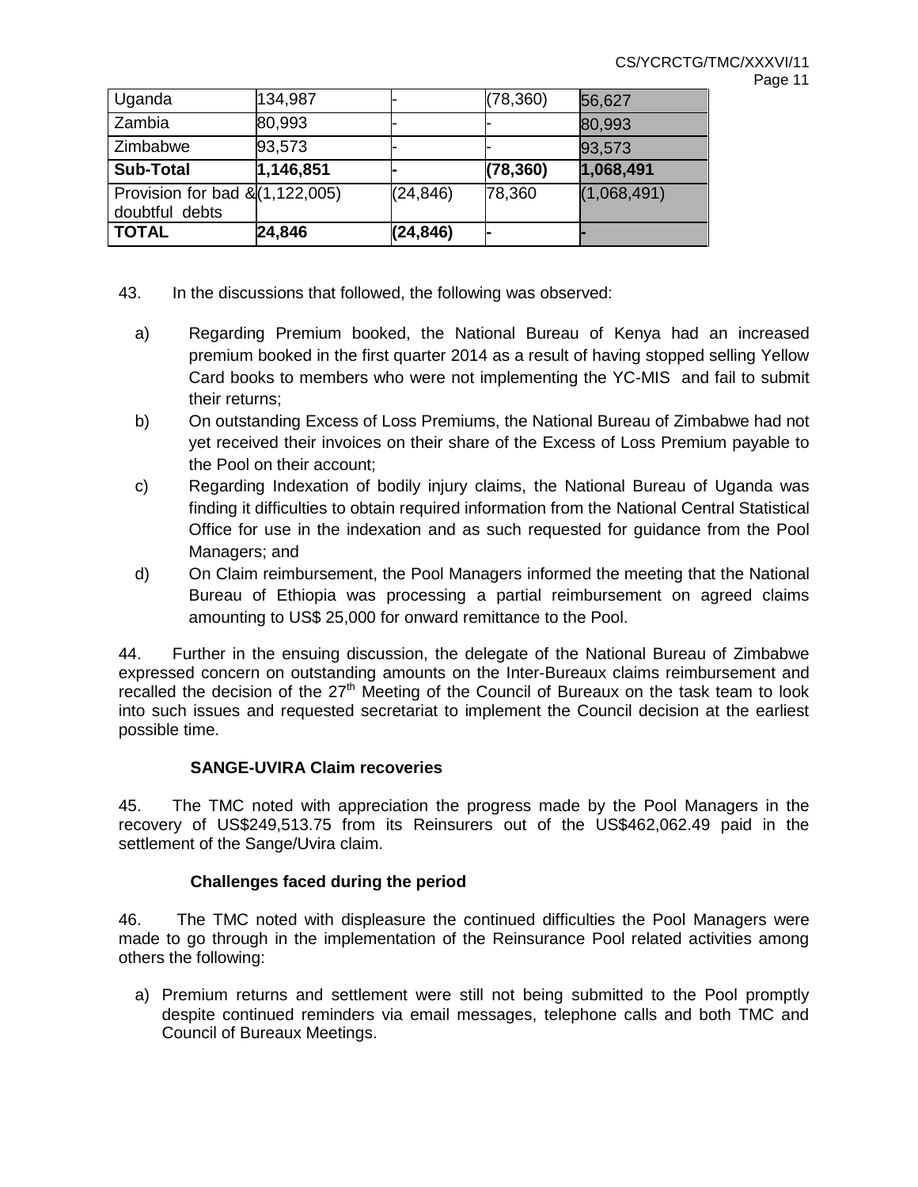| Uganda | 134,987 | - | (78,360) | 56,627 |
|---|---|---|---|---|
| Zambia | 80,993 | - | - | 80,993 |
| Zimbabwe | 93,573 | - | - | 93,573 |
| **Sub-Total** | **1,146,851** | **-** | **(78,360)** | **1,068,491** |
| Provision for bad & doubtful debts | (1,122,005) | (24,846) | 78,360 | (1,068,491) |
| **TOTAL** | **24,846** | **(24,846)** | **-** | **-** |

43. In the discussions that followed, the following was observed:

a) Regarding Premium booked, the National Bureau of Kenya had an increased premium booked in the first quarter 2014 as a result of having stopped selling Yellow Card books to members who were not implementing the YC-MIS and fail to submit their returns;

b) On outstanding Excess of Loss Premiums, the National Bureau of Zimbabwe had not yet received their invoices on their share of the Excess of Loss Premium payable to the Pool on their account;

c) Regarding Indexation of bodily injury claims, the National Bureau of Uganda was finding it difficulties to obtain required information from the National Central Statistical Office for use in the indexation and as such requested for guidance from the Pool Managers; and

d) On Claim reimbursement, the Pool Managers informed the meeting that the National Bureau of Ethiopia was processing a partial reimbursement on agreed claims amounting to US$ 25,000 for onward remittance to the Pool.

44. Further in the ensuing discussion, the delegate of the National Bureau of Zimbabwe expressed concern on outstanding amounts on the Inter-Bureaux claims reimbursement and recalled the decision of the 27th Meeting of the Council of Bureaux on the task team to look into such issues and requested secretariat to implement the Council decision at the earliest possible time.

### SANGE-UVIRA Claim recoveries

45. The TMC noted with appreciation the progress made by the Pool Managers in the recovery of US$249,513.75 from its Reinsurers out of the US$462,062.49 paid in the settlement of the Sange/Uvira claim.

### Challenges faced during the period

46. The TMC noted with displeasure the continued difficulties the Pool Managers were made to go through in the implementation of the Reinsurance Pool related activities among others the following:

a) Premium returns and settlement were still not being submitted to the Pool promptly despite continued reminders via email messages, telephone calls and both TMC and Council of Bureaux Meetings.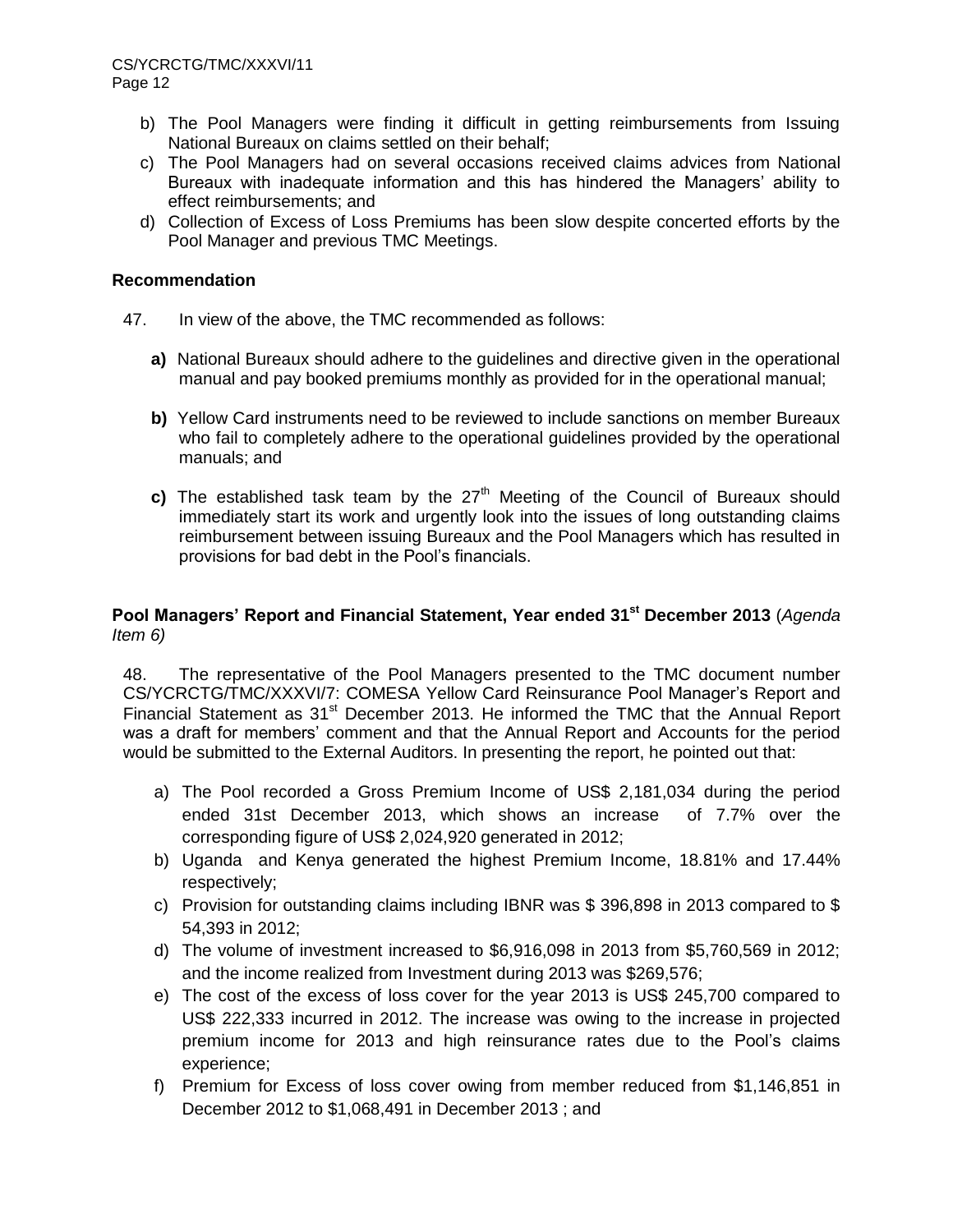b) The Pool Managers were finding it difficult in getting reimbursements from Issuing National Bureaux on claims settled on their behalf;
c) The Pool Managers had on several occasions received claims advices from National Bureaux with inadequate information and this has hindered the Managers' ability to effect reimbursements; and
d) Collection of Excess of Loss Premiums has been slow despite concerted efforts by the Pool Manager and previous TMC Meetings.

### Recommendation

47. In view of the above, the TMC recommended as follows:

**a)** National Bureaux should adhere to the guidelines and directive given in the operational manual and pay booked premiums monthly as provided for in the operational manual;

**b)** Yellow Card instruments need to be reviewed to include sanctions on member Bureaux who fail to completely adhere to the operational guidelines provided by the operational manuals; and

**c)** The established task team by the 27th Meeting of the Council of Bureaux should immediately start its work and urgently look into the issues of long outstanding claims reimbursement between issuing Bureaux and the Pool Managers which has resulted in provisions for bad debt in the Pool's financials.

### Pool Managers' Report and Financial Statement, Year ended 31st December 2013 (*Agenda Item 6)*

48. The representative of the Pool Managers presented to the TMC document number CS/YCRCTG/TMC/XXXVI/7: COMESA Yellow Card Reinsurance Pool Manager's Report and Financial Statement as 31st December 2013. He informed the TMC that the Annual Report was a draft for members' comment and that the Annual Report and Accounts for the period would be submitted to the External Auditors. In presenting the report, he pointed out that:

a) The Pool recorded a Gross Premium Income of US$ 2,181,034 during the period ended 31st December 2013, which shows an increase of 7.7% over the corresponding figure of US$ 2,024,920 generated in 2012;
b) Uganda and Kenya generated the highest Premium Income, 18.81% and 17.44% respectively;
c) Provision for outstanding claims including IBNR was $ 396,898 in 2013 compared to $ 54,393 in 2012;
d) The volume of investment increased to $6,916,098 in 2013 from $5,760,569 in 2012; and the income realized from Investment during 2013 was $269,576;
e) The cost of the excess of loss cover for the year 2013 is US$ 245,700 compared to US$ 222,333 incurred in 2012. The increase was owing to the increase in projected premium income for 2013 and high reinsurance rates due to the Pool's claims experience;
f) Premium for Excess of loss cover owing from member reduced from $1,146,851 in December 2012 to $1,068,491 in December 2013 ; and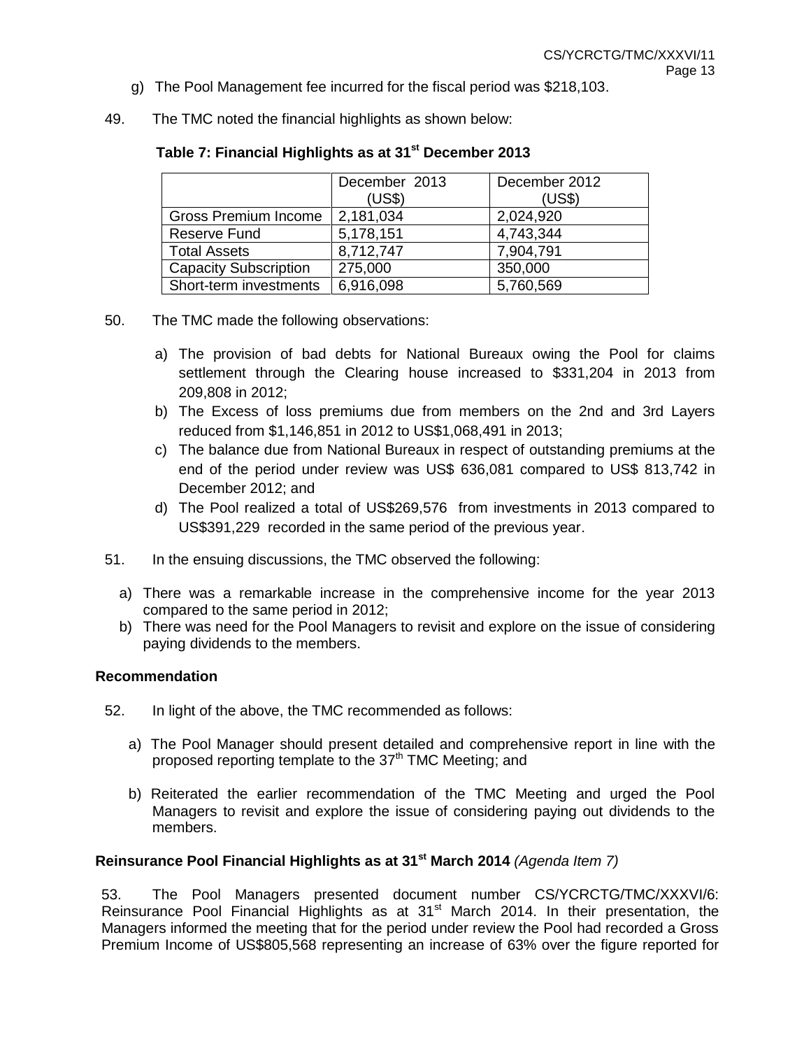g) The Pool Management fee incurred for the fiscal period was $218,103.

49. The TMC noted the financial highlights as shown below:

**Table 7: Financial Highlights as at 31st December 2013**

| | December 2013 (US$) | December 2012 (US$) |
|---|---|---|
| Gross Premium Income | 2,181,034 | 2,024,920 |
| Reserve Fund | 5,178,151 | 4,743,344 |
| Total Assets | 8,712,747 | 7,904,791 |
| Capacity Subscription | 275,000 | 350,000 |
| Short-term investments | 6,916,098 | 5,760,569 |

50. The TMC made the following observations:

a) The provision of bad debts for National Bureaux owing the Pool for claims settlement through the Clearing house increased to $331,204 in 2013 from 209,808 in 2012;

b) The Excess of loss premiums due from members on the 2nd and 3rd Layers reduced from $1,146,851 in 2012 to US$1,068,491 in 2013;

c) The balance due from National Bureaux in respect of outstanding premiums at the end of the period under review was US$ 636,081 compared to US$ 813,742 in December 2012; and

d) The Pool realized a total of US$269,576 from investments in 2013 compared to US$391,229 recorded in the same period of the previous year.

51. In the ensuing discussions, the TMC observed the following:

a) There was a remarkable increase in the comprehensive income for the year 2013 compared to the same period in 2012;

b) There was need for the Pool Managers to revisit and explore on the issue of considering paying dividends to the members.

### Recommendation

52. In light of the above, the TMC recommended as follows:

a) The Pool Manager should present detailed and comprehensive report in line with the proposed reporting template to the 37th TMC Meeting; and

b) Reiterated the earlier recommendation of the TMC Meeting and urged the Pool Managers to revisit and explore the issue of considering paying out dividends to the members.

### Reinsurance Pool Financial Highlights as at 31st March 2014 *(Agenda Item 7)*

53. The Pool Managers presented document number CS/YCRCTG/TMC/XXXVI/6: Reinsurance Pool Financial Highlights as at 31st March 2014. In their presentation, the Managers informed the meeting that for the period under review the Pool had recorded a Gross Premium Income of US$805,568 representing an increase of 63% over the figure reported for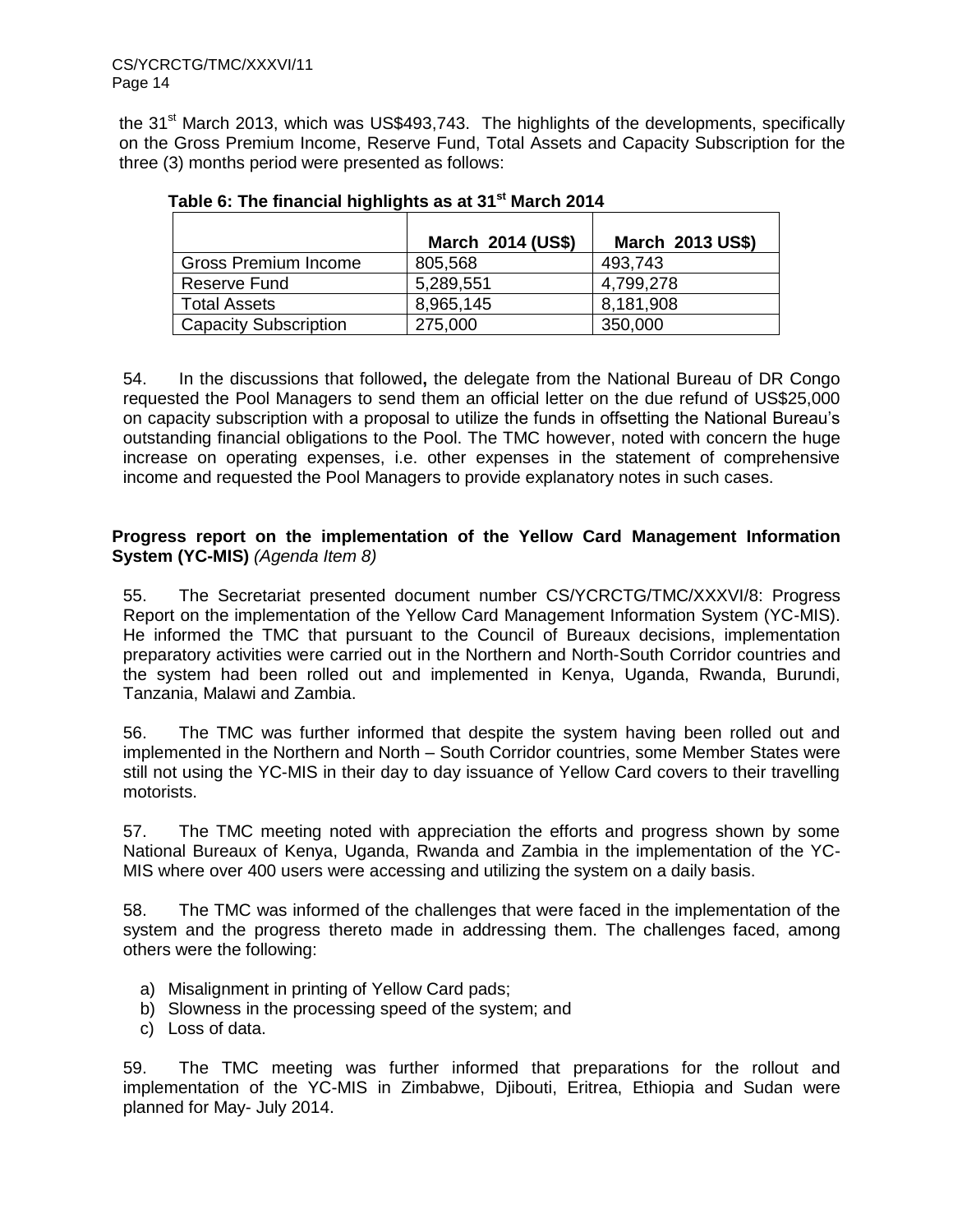the 31st March 2013, which was US$493,743. The highlights of the developments, specifically on the Gross Premium Income, Reserve Fund, Total Assets and Capacity Subscription for the three (3) months period were presented as follows:

**Table 6: The financial highlights as at 31st March 2014**

| | March 2014 (US$) | March 2013 US$) |
|---|---|---|
| Gross Premium Income | 805,568 | 493,743 |
| Reserve Fund | 5,289,551 | 4,799,278 |
| Total Assets | 8,965,145 | 8,181,908 |
| Capacity Subscription | 275,000 | 350,000 |

54. In the discussions that followed**,** the delegate from the National Bureau of DR Congo requested the Pool Managers to send them an official letter on the due refund of US$25,000 on capacity subscription with a proposal to utilize the funds in offsetting the National Bureau's outstanding financial obligations to the Pool. The TMC however, noted with concern the huge increase on operating expenses, i.e. other expenses in the statement of comprehensive income and requested the Pool Managers to provide explanatory notes in such cases.

**Progress report on the implementation of the Yellow Card Management Information System (YC-MIS)** *(Agenda Item 8)*

55. The Secretariat presented document number CS/YCRCTG/TMC/XXXVI/8: Progress Report on the implementation of the Yellow Card Management Information System (YC-MIS). He informed the TMC that pursuant to the Council of Bureaux decisions, implementation preparatory activities were carried out in the Northern and North-South Corridor countries and the system had been rolled out and implemented in Kenya, Uganda, Rwanda, Burundi, Tanzania, Malawi and Zambia.

56. The TMC was further informed that despite the system having been rolled out and implemented in the Northern and North – South Corridor countries, some Member States were still not using the YC-MIS in their day to day issuance of Yellow Card covers to their travelling motorists.

57. The TMC meeting noted with appreciation the efforts and progress shown by some National Bureaux of Kenya, Uganda, Rwanda and Zambia in the implementation of the YC-MIS where over 400 users were accessing and utilizing the system on a daily basis.

58. The TMC was informed of the challenges that were faced in the implementation of the system and the progress thereto made in addressing them. The challenges faced, among others were the following:

a) Misalignment in printing of Yellow Card pads;
b) Slowness in the processing speed of the system; and
c) Loss of data.

59. The TMC meeting was further informed that preparations for the rollout and implementation of the YC-MIS in Zimbabwe, Djibouti, Eritrea, Ethiopia and Sudan were planned for May- July 2014.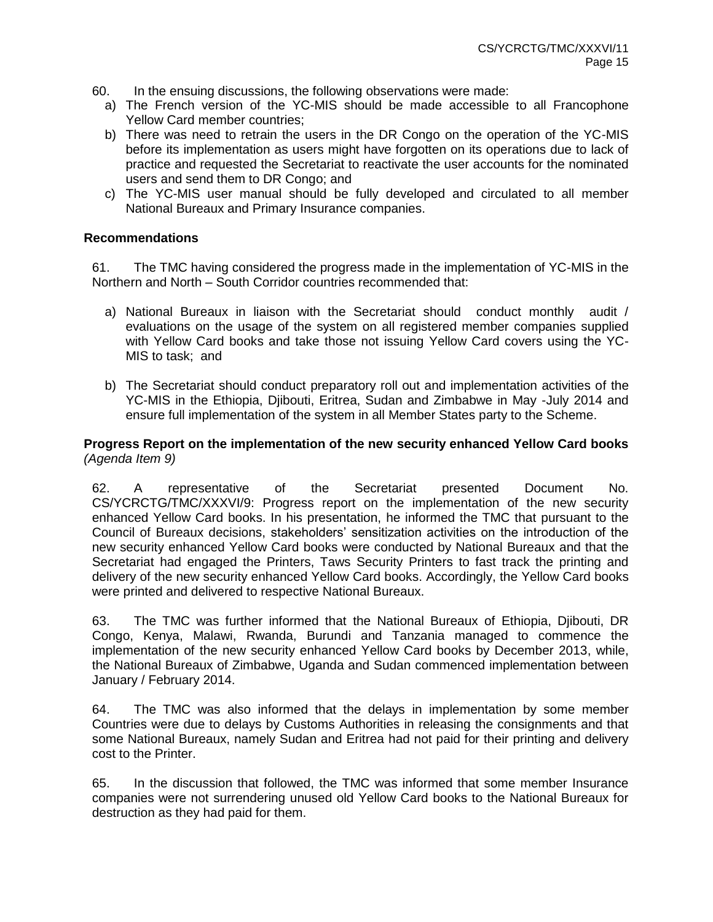60. In the ensuing discussions, the following observations were made:

a) The French version of the YC-MIS should be made accessible to all Francophone Yellow Card member countries;
b) There was need to retrain the users in the DR Congo on the operation of the YC-MIS before its implementation as users might have forgotten on its operations due to lack of practice and requested the Secretariat to reactivate the user accounts for the nominated users and send them to DR Congo; and
c) The YC-MIS user manual should be fully developed and circulated to all member National Bureaux and Primary Insurance companies.

**Recommendations**

61. The TMC having considered the progress made in the implementation of YC-MIS in the Northern and North – South Corridor countries recommended that:

a) National Bureaux in liaison with the Secretariat should conduct monthly audit / evaluations on the usage of the system on all registered member companies supplied with Yellow Card books and take those not issuing Yellow Card covers using the YC-MIS to task; and

b) The Secretariat should conduct preparatory roll out and implementation activities of the YC-MIS in the Ethiopia, Djibouti, Eritrea, Sudan and Zimbabwe in May -July 2014 and ensure full implementation of the system in all Member States party to the Scheme.

**Progress Report on the implementation of the new security enhanced Yellow Card books** *(Agenda Item 9)*

62. A representative of the Secretariat presented Document No. CS/YCRCTG/TMC/XXXVI/9: Progress report on the implementation of the new security enhanced Yellow Card books. In his presentation, he informed the TMC that pursuant to the Council of Bureaux decisions, stakeholders' sensitization activities on the introduction of the new security enhanced Yellow Card books were conducted by National Bureaux and that the Secretariat had engaged the Printers, Taws Security Printers to fast track the printing and delivery of the new security enhanced Yellow Card books. Accordingly, the Yellow Card books were printed and delivered to respective National Bureaux.

63. The TMC was further informed that the National Bureaux of Ethiopia, Djibouti, DR Congo, Kenya, Malawi, Rwanda, Burundi and Tanzania managed to commence the implementation of the new security enhanced Yellow Card books by December 2013, while, the National Bureaux of Zimbabwe, Uganda and Sudan commenced implementation between January / February 2014.

64. The TMC was also informed that the delays in implementation by some member Countries were due to delays by Customs Authorities in releasing the consignments and that some National Bureaux, namely Sudan and Eritrea had not paid for their printing and delivery cost to the Printer.

65. In the discussion that followed, the TMC was informed that some member Insurance companies were not surrendering unused old Yellow Card books to the National Bureaux for destruction as they had paid for them.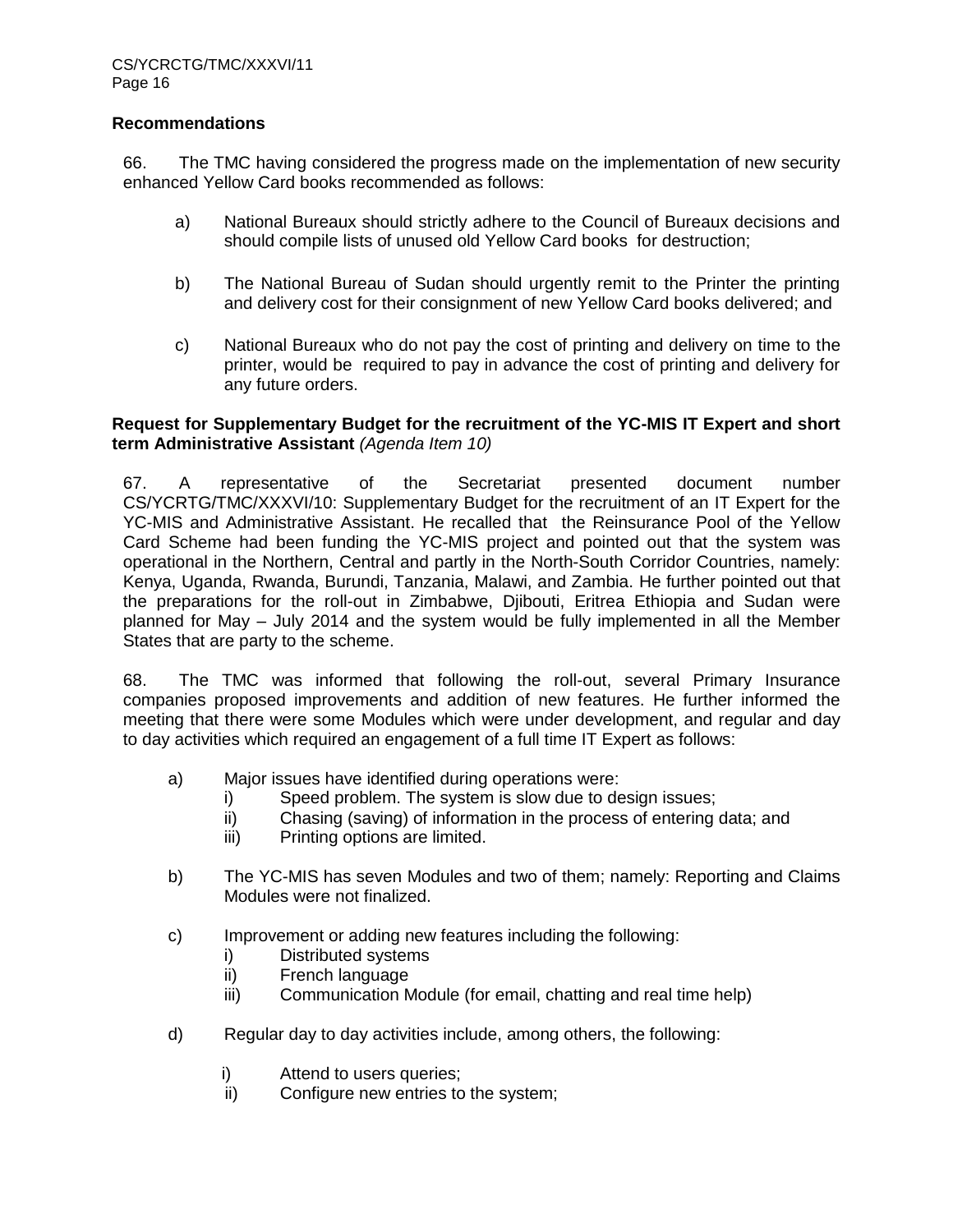**Recommendations**

66. The TMC having considered the progress made on the implementation of new security enhanced Yellow Card books recommended as follows:

a) National Bureaux should strictly adhere to the Council of Bureaux decisions and should compile lists of unused old Yellow Card books for destruction;

b) The National Bureau of Sudan should urgently remit to the Printer the printing and delivery cost for their consignment of new Yellow Card books delivered; and

c) National Bureaux who do not pay the cost of printing and delivery on time to the printer, would be required to pay in advance the cost of printing and delivery for any future orders.

**Request for Supplementary Budget for the recruitment of the YC-MIS IT Expert and short term Administrative Assistant** *(Agenda Item 10)*

67. A representative of the Secretariat presented document number CS/YCRTG/TMC/XXXVI/10: Supplementary Budget for the recruitment of an IT Expert for the YC-MIS and Administrative Assistant. He recalled that the Reinsurance Pool of the Yellow Card Scheme had been funding the YC-MIS project and pointed out that the system was operational in the Northern, Central and partly in the North-South Corridor Countries, namely: Kenya, Uganda, Rwanda, Burundi, Tanzania, Malawi, and Zambia. He further pointed out that the preparations for the roll-out in Zimbabwe, Djibouti, Eritrea Ethiopia and Sudan were planned for May – July 2014 and the system would be fully implemented in all the Member States that are party to the scheme.

68. The TMC was informed that following the roll-out, several Primary Insurance companies proposed improvements and addition of new features. He further informed the meeting that there were some Modules which were under development, and regular and day to day activities which required an engagement of a full time IT Expert as follows:

a) Major issues have identified during operations were:
   i) Speed problem. The system is slow due to design issues;
   ii) Chasing (saving) of information in the process of entering data; and
   iii) Printing options are limited.

b) The YC-MIS has seven Modules and two of them; namely: Reporting and Claims Modules were not finalized.

c) Improvement or adding new features including the following:
   i) Distributed systems
   ii) French language
   iii) Communication Module (for email, chatting and real time help)

d) Regular day to day activities include, among others, the following:

   i) Attend to users queries;
   ii) Configure new entries to the system;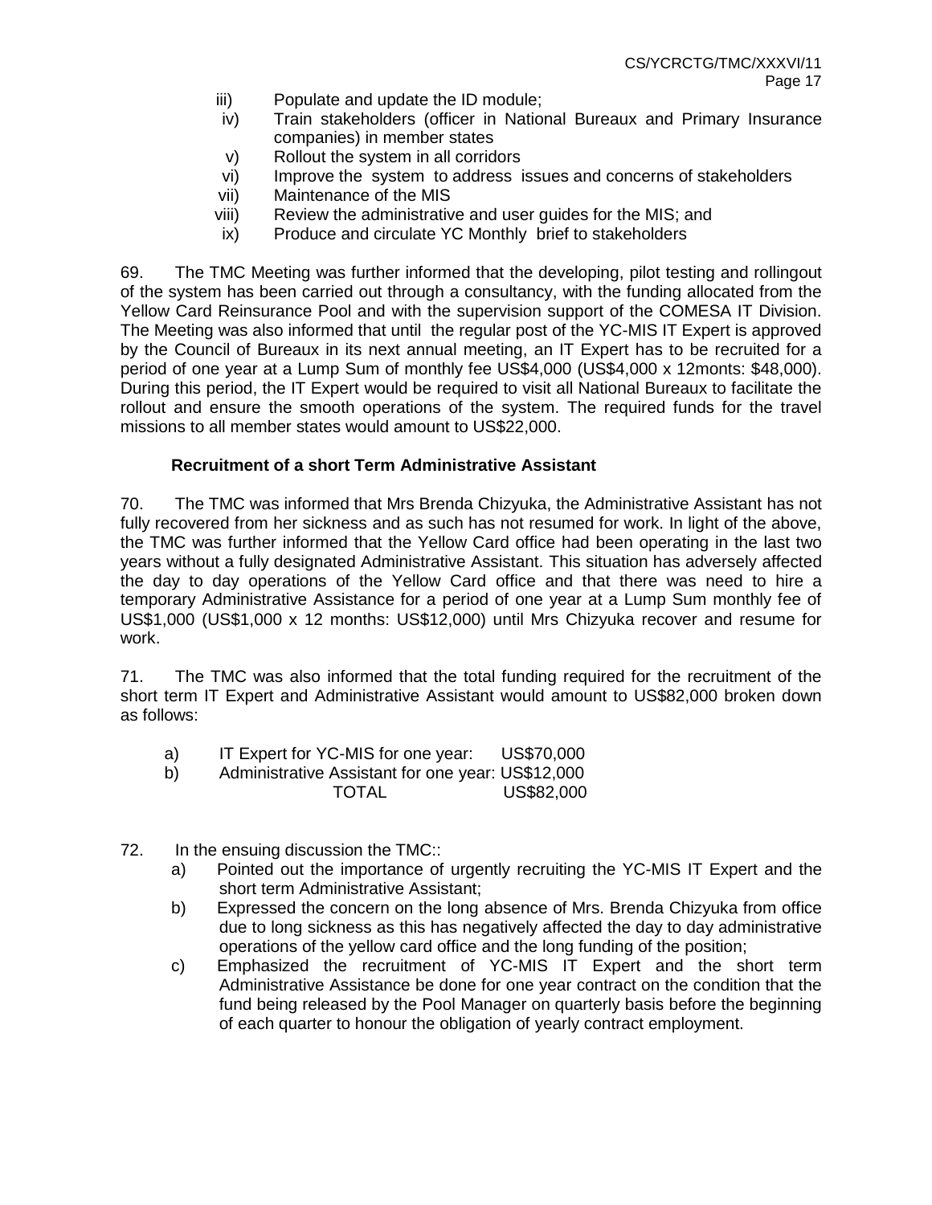iii) Populate and update the ID module;

iv) Train stakeholders (officer in National Bureaux and Primary Insurance companies) in member states

v) Rollout the system in all corridors

vi) Improve the system to address issues and concerns of stakeholders

vii) Maintenance of the MIS

viii) Review the administrative and user guides for the MIS; and

ix) Produce and circulate YC Monthly brief to stakeholders

69. The TMC Meeting was further informed that the developing, pilot testing and rollingout of the system has been carried out through a consultancy, with the funding allocated from the Yellow Card Reinsurance Pool and with the supervision support of the COMESA IT Division. The Meeting was also informed that until the regular post of the YC-MIS IT Expert is approved by the Council of Bureaux in its next annual meeting, an IT Expert has to be recruited for a period of one year at a Lump Sum of monthly fee US$4,000 (US$4,000 x 12monts: $48,000). During this period, the IT Expert would be required to visit all National Bureaux to facilitate the rollout and ensure the smooth operations of the system. The required funds for the travel missions to all member states would amount to US$22,000.

**Recruitment of a short Term Administrative Assistant**

70. The TMC was informed that Mrs Brenda Chizyuka, the Administrative Assistant has not fully recovered from her sickness and as such has not resumed for work. In light of the above, the TMC was further informed that the Yellow Card office had been operating in the last two years without a fully designated Administrative Assistant. This situation has adversely affected the day to day operations of the Yellow Card office and that there was need to hire a temporary Administrative Assistance for a period of one year at a Lump Sum monthly fee of US$1,000 (US$1,000 x 12 months: US$12,000) until Mrs Chizyuka recover and resume for work.

71. The TMC was also informed that the total funding required for the recruitment of the short term IT Expert and Administrative Assistant would amount to US$82,000 broken down as follows:

a) IT Expert for YC-MIS for one year: US$70,000

b) Administrative Assistant for one year: US$12,000

TOTAL US$82,000

72. In the ensuing discussion the TMC::

a) Pointed out the importance of urgently recruiting the YC-MIS IT Expert and the short term Administrative Assistant;

b) Expressed the concern on the long absence of Mrs. Brenda Chizyuka from office due to long sickness as this has negatively affected the day to day administrative operations of the yellow card office and the long funding of the position;

c) Emphasized the recruitment of YC-MIS IT Expert and the short term Administrative Assistance be done for one year contract on the condition that the fund being released by the Pool Manager on quarterly basis before the beginning of each quarter to honour the obligation of yearly contract employment.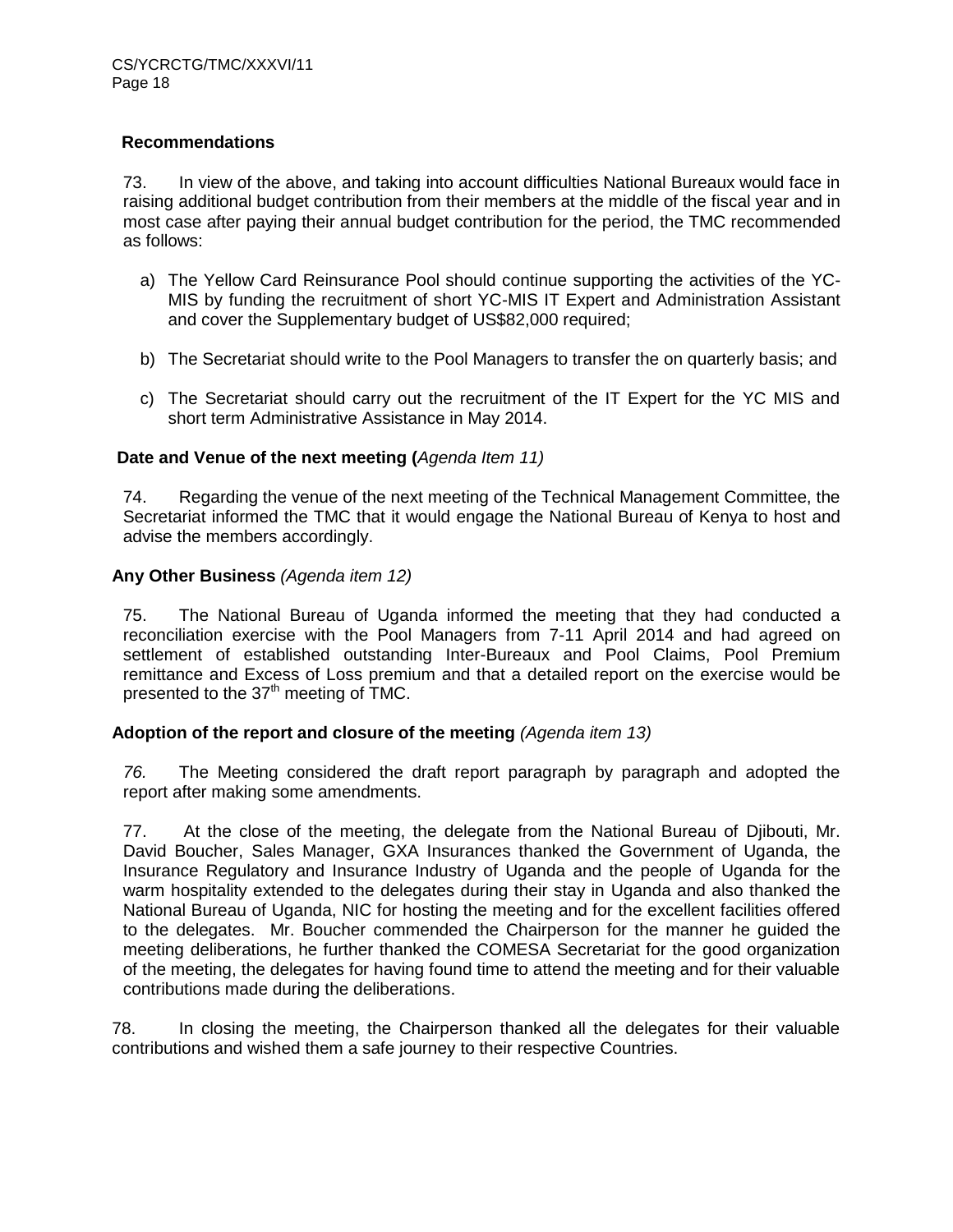## Recommendations

73. In view of the above, and taking into account difficulties National Bureaux would face in raising additional budget contribution from their members at the middle of the fiscal year and in most case after paying their annual budget contribution for the period, the TMC recommended as follows:

a) The Yellow Card Reinsurance Pool should continue supporting the activities of the YC-MIS by funding the recruitment of short YC-MIS IT Expert and Administration Assistant and cover the Supplementary budget of US$82,000 required;

b) The Secretariat should write to the Pool Managers to transfer the on quarterly basis; and

c) The Secretariat should carry out the recruitment of the IT Expert for the YC MIS and short term Administrative Assistance in May 2014.

## Date and Venue of the next meeting (*Agenda Item 11)*

74. Regarding the venue of the next meeting of the Technical Management Committee, the Secretariat informed the TMC that it would engage the National Bureau of Kenya to host and advise the members accordingly.

## Any Other Business *(Agenda item 12)*

75. The National Bureau of Uganda informed the meeting that they had conducted a reconciliation exercise with the Pool Managers from 7-11 April 2014 and had agreed on settlement of established outstanding Inter-Bureaux and Pool Claims, Pool Premium remittance and Excess of Loss premium and that a detailed report on the exercise would be presented to the 37th meeting of TMC.

## Adoption of the report and closure of the meeting *(Agenda item 13)*

*76.* The Meeting considered the draft report paragraph by paragraph and adopted the report after making some amendments.

77. At the close of the meeting, the delegate from the National Bureau of Djibouti, Mr. David Boucher, Sales Manager, GXA Insurances thanked the Government of Uganda, the Insurance Regulatory and Insurance Industry of Uganda and the people of Uganda for the warm hospitality extended to the delegates during their stay in Uganda and also thanked the National Bureau of Uganda, NIC for hosting the meeting and for the excellent facilities offered to the delegates. Mr. Boucher commended the Chairperson for the manner he guided the meeting deliberations, he further thanked the COMESA Secretariat for the good organization of the meeting, the delegates for having found time to attend the meeting and for their valuable contributions made during the deliberations.

78. In closing the meeting, the Chairperson thanked all the delegates for their valuable contributions and wished them a safe journey to their respective Countries.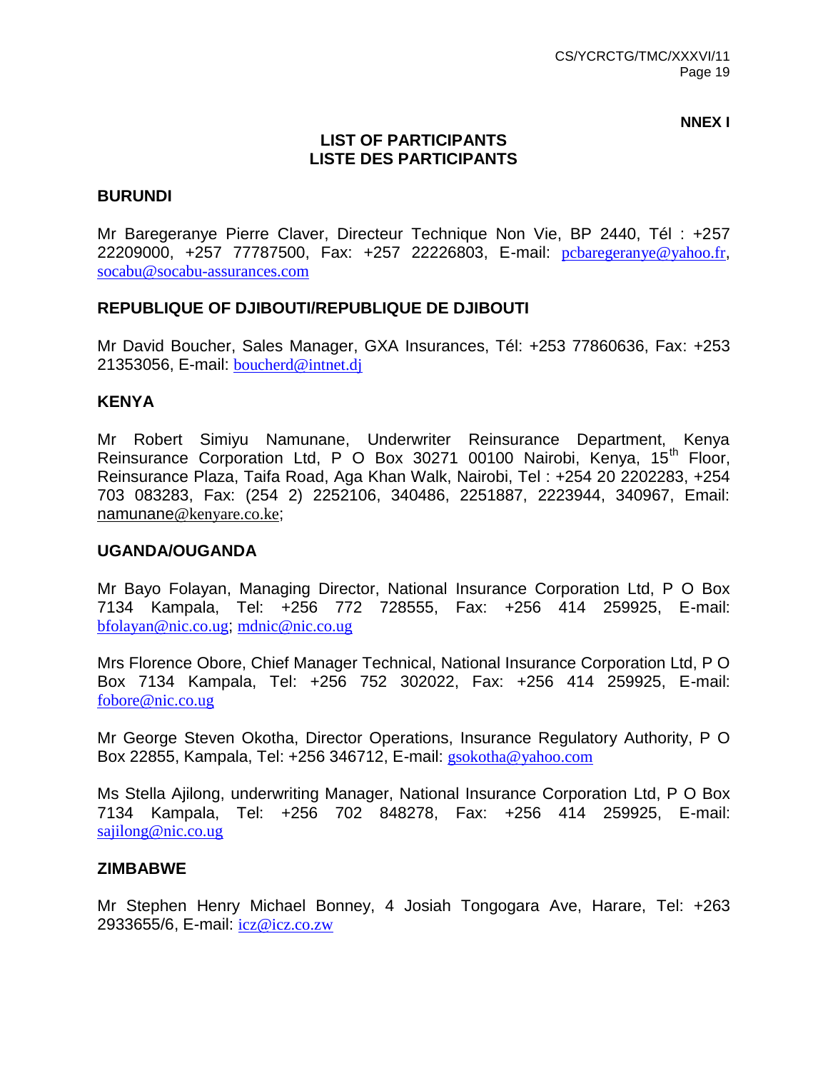NNEX I

## LIST OF PARTICIPANTS
## LISTE DES PARTICIPANTS

### BURUNDI

Mr Baregeranye Pierre Claver, Directeur Technique Non Vie, BP 2440, Tél : +257 22209000, +257 77787500, Fax: +257 22226803, E-mail: pcbaregeranye@yahoo.fr, socabu@socabu-assurances.com

### REPUBLIQUE OF DJIBOUTI/REPUBLIQUE DE DJIBOUTI

Mr David Boucher, Sales Manager, GXA Insurances, Tél: +253 77860636, Fax: +253 21353056, E-mail: boucherd@intnet.dj

### KENYA

Mr Robert Simiyu Namunane, Underwriter Reinsurance Department, Kenya Reinsurance Corporation Ltd, P O Box 30271 00100 Nairobi, Kenya, 15th Floor, Reinsurance Plaza, Taifa Road, Aga Khan Walk, Nairobi, Tel : +254 20 2202283, +254 703 083283, Fax: (254 2) 2252106, 340486, 2251887, 2223944, 340967, Email: namunane@kenyare.co.ke;

### UGANDA/OUGANDA

Mr Bayo Folayan, Managing Director, National Insurance Corporation Ltd, P O Box 7134 Kampala, Tel: +256 772 728555, Fax: +256 414 259925, E-mail: bfolayan@nic.co.ug; mdnic@nic.co.ug

Mrs Florence Obore, Chief Manager Technical, National Insurance Corporation Ltd, P O Box 7134 Kampala, Tel: +256 752 302022, Fax: +256 414 259925, E-mail: fobore@nic.co.ug

Mr George Steven Okotha, Director Operations, Insurance Regulatory Authority, P O Box 22855, Kampala, Tel: +256 346712, E-mail: gsokotha@yahoo.com

Ms Stella Ajilong, underwriting Manager, National Insurance Corporation Ltd, P O Box 7134 Kampala, Tel: +256 702 848278, Fax: +256 414 259925, E-mail: sajilong@nic.co.ug

### ZIMBABWE

Mr Stephen Henry Michael Bonney, 4 Josiah Tongogara Ave, Harare, Tel: +263 2933655/6, E-mail: icz@icz.co.zw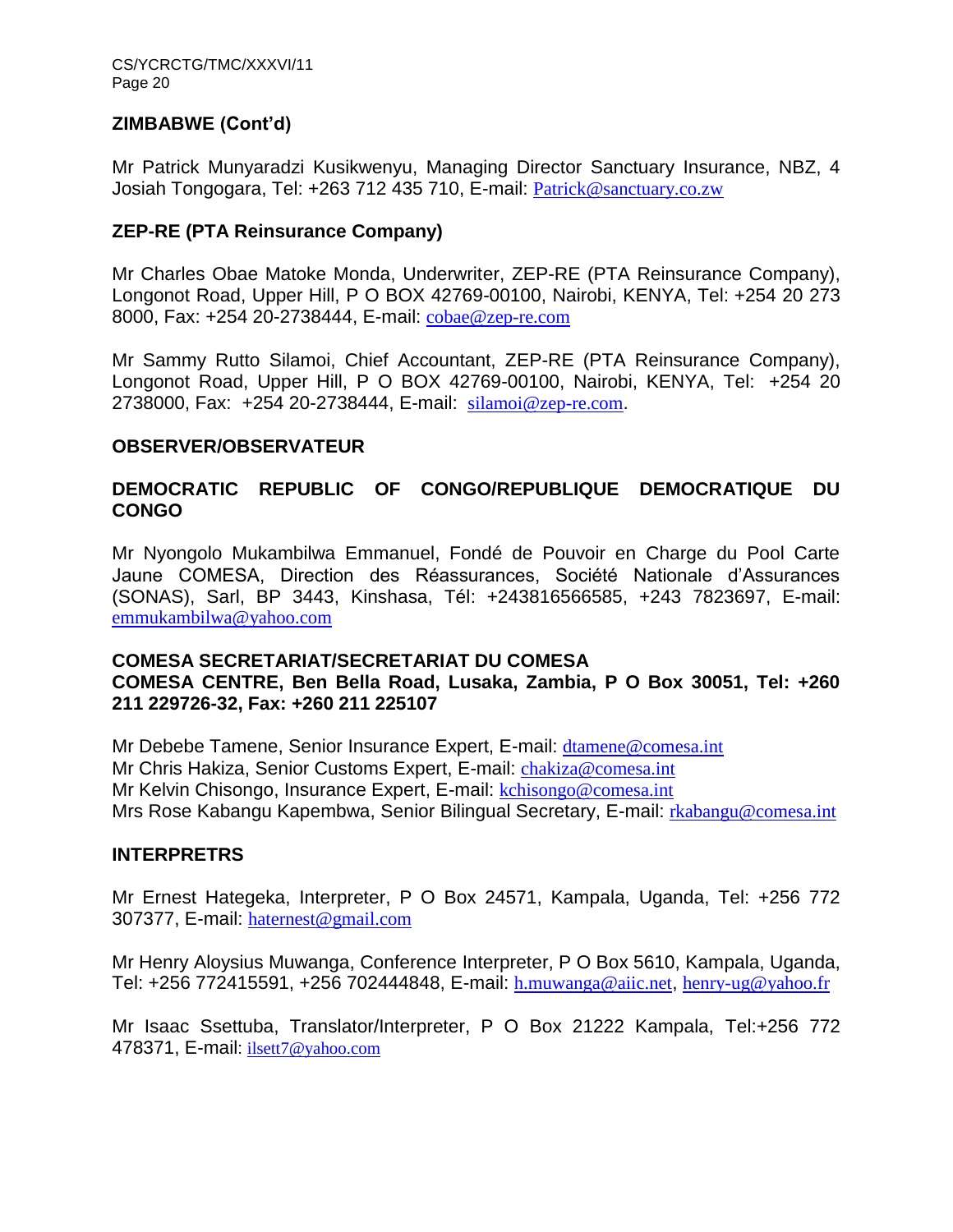**ZIMBABWE (Cont'd)**

Mr Patrick Munyaradzi Kusikwenyu, Managing Director Sanctuary Insurance, NBZ, 4 Josiah Tongogara, Tel: +263 712 435 710, E-mail: Patrick@sanctuary.co.zw

**ZEP-RE (PTA Reinsurance Company)**

Mr Charles Obae Matoke Monda, Underwriter, ZEP-RE (PTA Reinsurance Company), Longonot Road, Upper Hill, P O BOX 42769-00100, Nairobi, KENYA, Tel: +254 20 273 8000, Fax: +254 20-2738444, E-mail: cobae@zep-re.com

Mr Sammy Rutto Silamoi, Chief Accountant, ZEP-RE (PTA Reinsurance Company), Longonot Road, Upper Hill, P O BOX 42769-00100, Nairobi, KENYA, Tel: +254 20 2738000, Fax: +254 20-2738444, E-mail: silamoi@zep-re.com.

**OBSERVER/OBSERVATEUR**

**DEMOCRATIC REPUBLIC OF CONGO/REPUBLIQUE DEMOCRATIQUE DU CONGO**

Mr Nyongolo Mukambilwa Emmanuel, Fondé de Pouvoir en Charge du Pool Carte Jaune COMESA, Direction des Réassurances, Société Nationale d'Assurances (SONAS), Sarl, BP 3443, Kinshasa, Tél: +243816566585, +243 7823697, E-mail: emmukambilwa@yahoo.com

**COMESA SECRETARIAT/SECRETARIAT DU COMESA**
**COMESA CENTRE, Ben Bella Road, Lusaka, Zambia, P O Box 30051, Tel: +260 211 229726-32, Fax: +260 211 225107**

Mr Debebe Tamene, Senior Insurance Expert, E-mail: dtamene@comesa.int
Mr Chris Hakiza, Senior Customs Expert, E-mail: chakiza@comesa.int
Mr Kelvin Chisongo, Insurance Expert, E-mail: kchisongo@comesa.int
Mrs Rose Kabangu Kapembwa, Senior Bilingual Secretary, E-mail: rkabangu@comesa.int

**INTERPRETRS**

Mr Ernest Hategeka, Interpreter, P O Box 24571, Kampala, Uganda, Tel: +256 772 307377, E-mail: haternest@gmail.com

Mr Henry Aloysius Muwanga, Conference Interpreter, P O Box 5610, Kampala, Uganda, Tel: +256 772415591, +256 702444848, E-mail: h.muwanga@aiic.net, henry-ug@yahoo.fr

Mr Isaac Ssettuba, Translator/Interpreter, P O Box 21222 Kampala, Tel:+256 772 478371, E-mail: ilsett7@yahoo.com